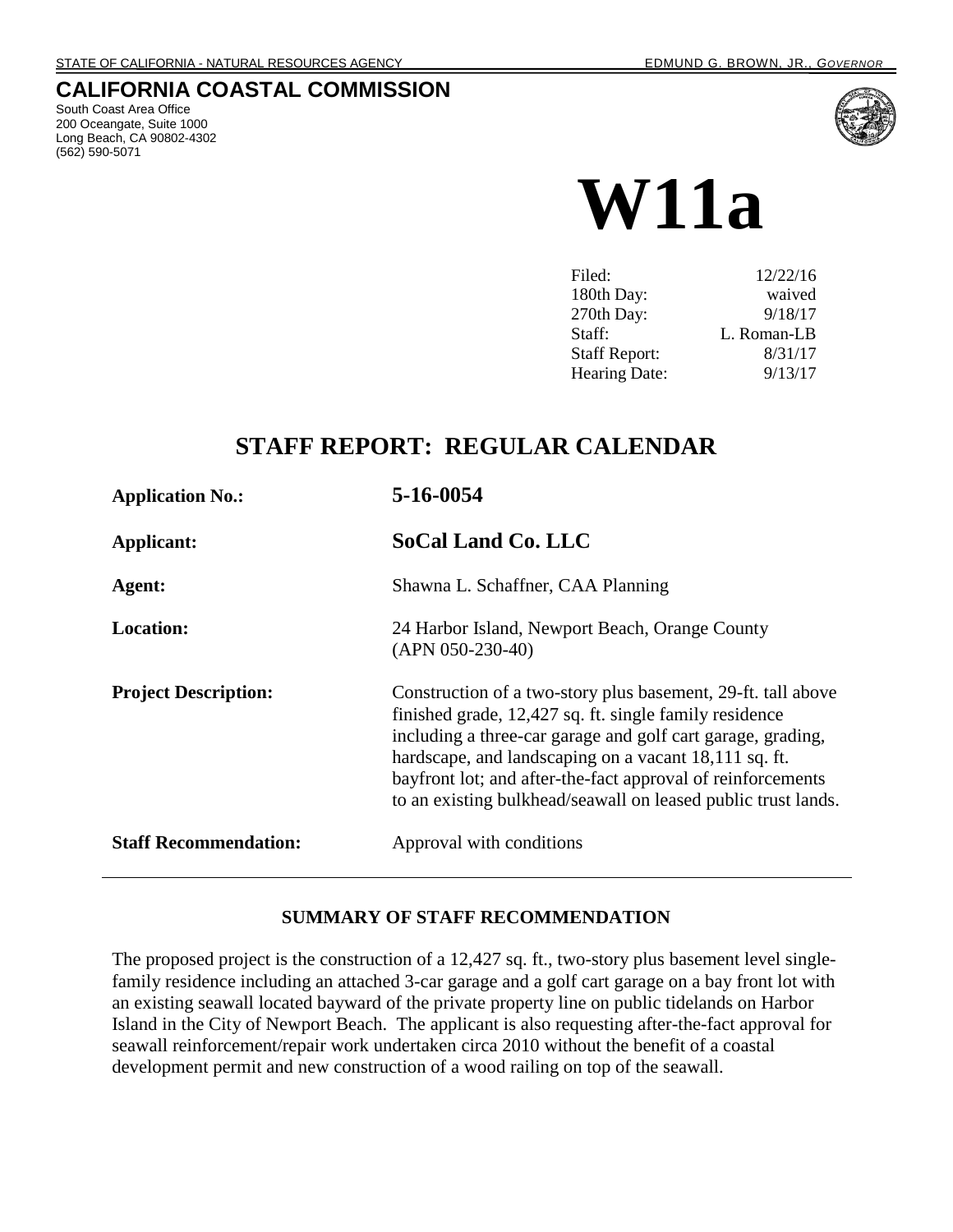STATE OF CALIFORNIA - NATURAL RESOURCES AGENCY EDMUND G. BROWN, JR., *GOVERNOR*

# CALIFORNIA COASTAL COMMISSION

South Coast Area Office
200 Oceangate, Suite 1000
Long Beach, CA 90802-4302
(562) 590-5071

# W11a

| | |
|---|---|
| Filed: | 12/22/16 |
| 180th Day: | waived |
| 270th Day: | 9/18/17 |
| Staff: | L. Roman-LB |
| Staff Report: | 8/31/17 |
| Hearing Date: | 9/13/17 |

## STAFF REPORT: REGULAR CALENDAR

**Application No.:** **5-16-0054**

**Applicant:** **SoCal Land Co. LLC**

**Agent:** Shawna L. Schaffner, CAA Planning

**Location:** 24 Harbor Island, Newport Beach, Orange County (APN 050-230-40)

**Project Description:** Construction of a two-story plus basement, 29-ft. tall above finished grade, 12,427 sq. ft. single family residence including a three-car garage and golf cart garage, grading, hardscape, and landscaping on a vacant 18,111 sq. ft. bayfront lot; and after-the-fact approval of reinforcements to an existing bulkhead/seawall on leased public trust lands.

**Staff Recommendation:** Approval with conditions

---

### SUMMARY OF STAFF RECOMMENDATION

The proposed project is the construction of a 12,427 sq. ft., two-story plus basement level single-family residence including an attached 3-car garage and a golf cart garage on a bay front lot with an existing seawall located bayward of the private property line on public tidelands on Harbor Island in the City of Newport Beach. The applicant is also requesting after-the-fact approval for seawall reinforcement/repair work undertaken circa 2010 without the benefit of a coastal development permit and new construction of a wood railing on top of the seawall.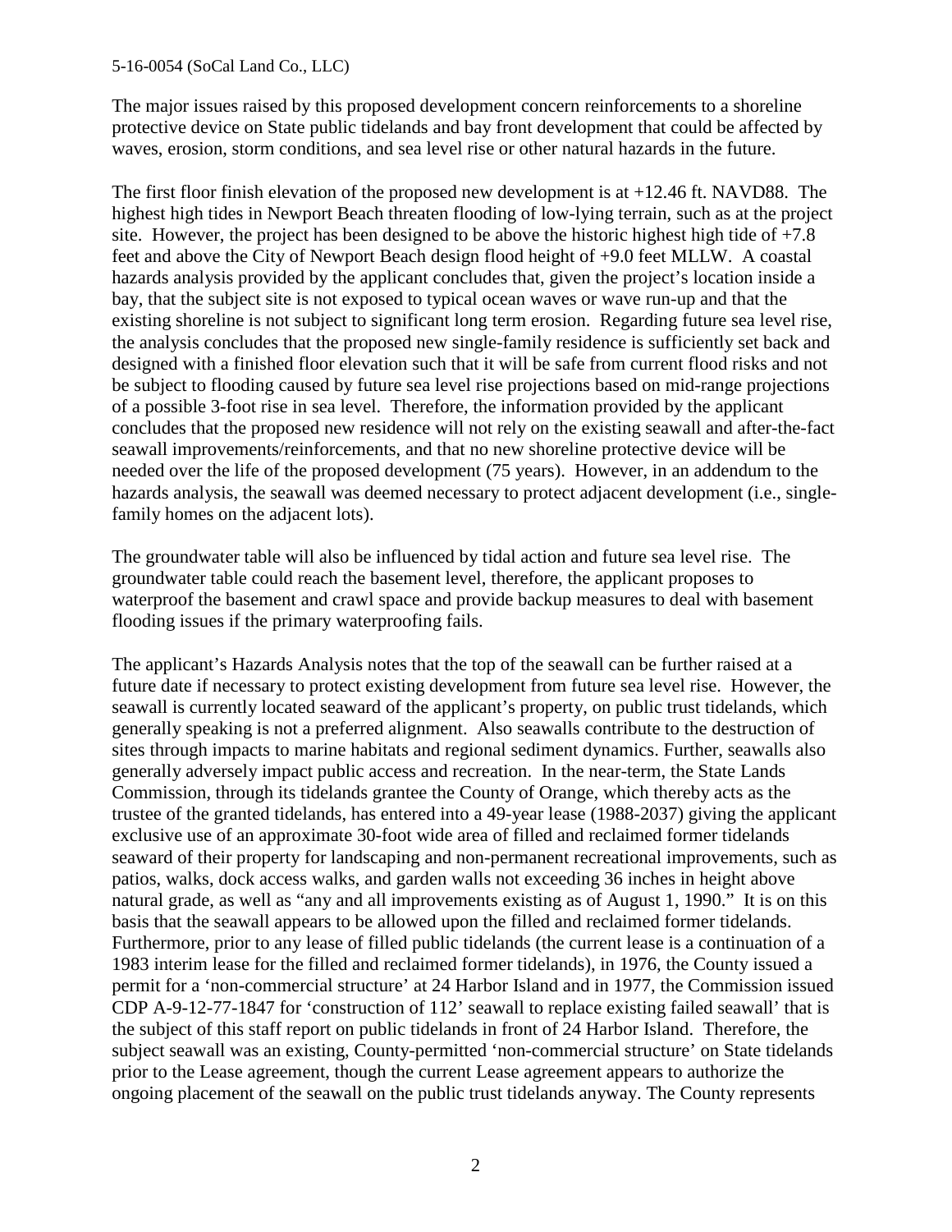The major issues raised by this proposed development concern reinforcements to a shoreline protective device on State public tidelands and bay front development that could be affected by waves, erosion, storm conditions, and sea level rise or other natural hazards in the future.

The first floor finish elevation of the proposed new development is at +12.46 ft. NAVD88. The highest high tides in Newport Beach threaten flooding of low-lying terrain, such as at the project site. However, the project has been designed to be above the historic highest high tide of +7.8 feet and above the City of Newport Beach design flood height of +9.0 feet MLLW. A coastal hazards analysis provided by the applicant concludes that, given the project's location inside a bay, that the subject site is not exposed to typical ocean waves or wave run-up and that the existing shoreline is not subject to significant long term erosion. Regarding future sea level rise, the analysis concludes that the proposed new single-family residence is sufficiently set back and designed with a finished floor elevation such that it will be safe from current flood risks and not be subject to flooding caused by future sea level rise projections based on mid-range projections of a possible 3-foot rise in sea level. Therefore, the information provided by the applicant concludes that the proposed new residence will not rely on the existing seawall and after-the-fact seawall improvements/reinforcements, and that no new shoreline protective device will be needed over the life of the proposed development (75 years). However, in an addendum to the hazards analysis, the seawall was deemed necessary to protect adjacent development (i.e., single-family homes on the adjacent lots).

The groundwater table will also be influenced by tidal action and future sea level rise. The groundwater table could reach the basement level, therefore, the applicant proposes to waterproof the basement and crawl space and provide backup measures to deal with basement flooding issues if the primary waterproofing fails.

The applicant's Hazards Analysis notes that the top of the seawall can be further raised at a future date if necessary to protect existing development from future sea level rise. However, the seawall is currently located seaward of the applicant's property, on public trust tidelands, which generally speaking is not a preferred alignment. Also seawalls contribute to the destruction of sites through impacts to marine habitats and regional sediment dynamics. Further, seawalls also generally adversely impact public access and recreation. In the near-term, the State Lands Commission, through its tidelands grantee the County of Orange, which thereby acts as the trustee of the granted tidelands, has entered into a 49-year lease (1988-2037) giving the applicant exclusive use of an approximate 30-foot wide area of filled and reclaimed former tidelands seaward of their property for landscaping and non-permanent recreational improvements, such as patios, walks, dock access walks, and garden walls not exceeding 36 inches in height above natural grade, as well as "any and all improvements existing as of August 1, 1990." It is on this basis that the seawall appears to be allowed upon the filled and reclaimed former tidelands. Furthermore, prior to any lease of filled public tidelands (the current lease is a continuation of a 1983 interim lease for the filled and reclaimed former tidelands), in 1976, the County issued a permit for a 'non-commercial structure' at 24 Harbor Island and in 1977, the Commission issued CDP A-9-12-77-1847 for 'construction of 112' seawall to replace existing failed seawall' that is the subject of this staff report on public tidelands in front of 24 Harbor Island. Therefore, the subject seawall was an existing, County-permitted 'non-commercial structure' on State tidelands prior to the Lease agreement, though the current Lease agreement appears to authorize the ongoing placement of the seawall on the public trust tidelands anyway. The County represents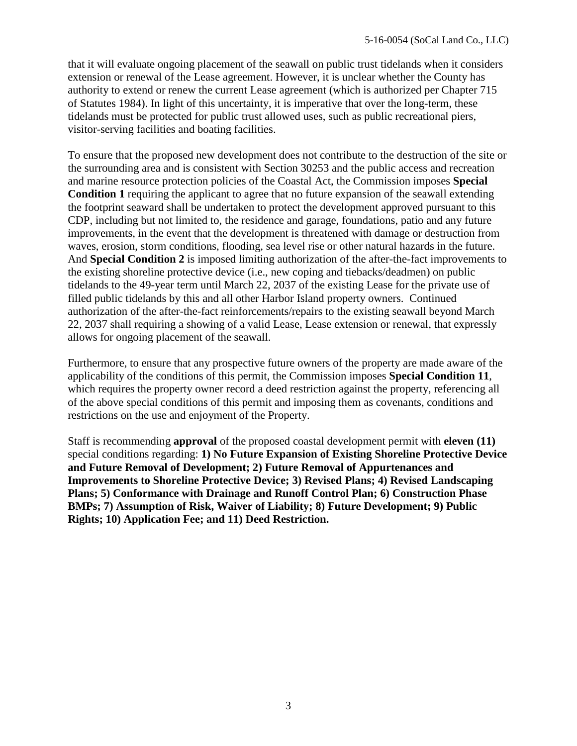that it will evaluate ongoing placement of the seawall on public trust tidelands when it considers extension or renewal of the Lease agreement. However, it is unclear whether the County has authority to extend or renew the current Lease agreement (which is authorized per Chapter 715 of Statutes 1984). In light of this uncertainty, it is imperative that over the long-term, these tidelands must be protected for public trust allowed uses, such as public recreational piers, visitor-serving facilities and boating facilities.

To ensure that the proposed new development does not contribute to the destruction of the site or the surrounding area and is consistent with Section 30253 and the public access and recreation and marine resource protection policies of the Coastal Act, the Commission imposes **Special Condition 1** requiring the applicant to agree that no future expansion of the seawall extending the footprint seaward shall be undertaken to protect the development approved pursuant to this CDP, including but not limited to, the residence and garage, foundations, patio and any future improvements, in the event that the development is threatened with damage or destruction from waves, erosion, storm conditions, flooding, sea level rise or other natural hazards in the future. And **Special Condition 2** is imposed limiting authorization of the after-the-fact improvements to the existing shoreline protective device (i.e., new coping and tiebacks/deadmen) on public tidelands to the 49-year term until March 22, 2037 of the existing Lease for the private use of filled public tidelands by this and all other Harbor Island property owners. Continued authorization of the after-the-fact reinforcements/repairs to the existing seawall beyond March 22, 2037 shall requiring a showing of a valid Lease, Lease extension or renewal, that expressly allows for ongoing placement of the seawall.

Furthermore, to ensure that any prospective future owners of the property are made aware of the applicability of the conditions of this permit, the Commission imposes **Special Condition 11**, which requires the property owner record a deed restriction against the property, referencing all of the above special conditions of this permit and imposing them as covenants, conditions and restrictions on the use and enjoyment of the Property.

Staff is recommending **approval** of the proposed coastal development permit with **eleven (11)** special conditions regarding: **1) No Future Expansion of Existing Shoreline Protective Device and Future Removal of Development; 2) Future Removal of Appurtenances and Improvements to Shoreline Protective Device; 3) Revised Plans; 4) Revised Landscaping Plans; 5) Conformance with Drainage and Runoff Control Plan; 6) Construction Phase BMPs; 7) Assumption of Risk, Waiver of Liability; 8) Future Development; 9) Public Rights; 10) Application Fee; and 11) Deed Restriction.**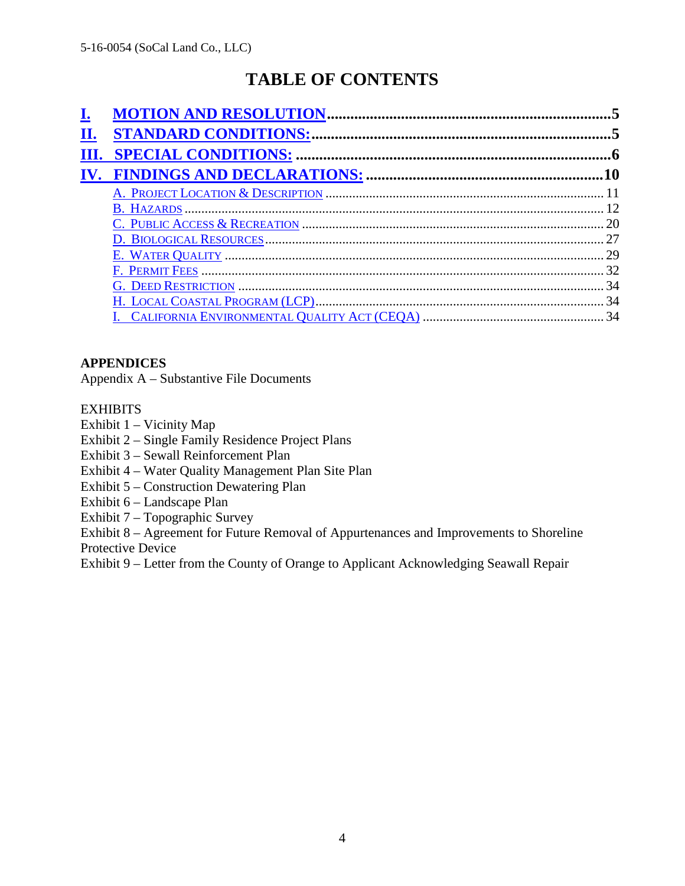# TABLE OF CONTENTS

- **I. MOTION AND RESOLUTION** .......... 5
- **II. STANDARD CONDITIONS:** .......... 5
- **III. SPECIAL CONDITIONS:** .......... 6
- **IV. FINDINGS AND DECLARATIONS:** .......... 10
  - A. PROJECT LOCATION & DESCRIPTION .......... 11
  - B. HAZARDS .......... 12
  - C. PUBLIC ACCESS & RECREATION .......... 20
  - D. BIOLOGICAL RESOURCES .......... 27
  - E. WATER QUALITY .......... 29
  - F. PERMIT FEES .......... 32
  - G. DEED RESTRICTION .......... 34
  - H. LOCAL COASTAL PROGRAM (LCP) .......... 34
  - I. CALIFORNIA ENVIRONMENTAL QUALITY ACT (CEQA) .......... 34

**APPENDICES**

Appendix A – Substantive File Documents

EXHIBITS

Exhibit 1 – Vicinity Map
Exhibit 2 – Single Family Residence Project Plans
Exhibit 3 – Sewall Reinforcement Plan
Exhibit 4 – Water Quality Management Plan Site Plan
Exhibit 5 – Construction Dewatering Plan
Exhibit 6 – Landscape Plan
Exhibit 7 – Topographic Survey
Exhibit 8 – Agreement for Future Removal of Appurtenances and Improvements to Shoreline Protective Device
Exhibit 9 – Letter from the County of Orange to Applicant Acknowledging Seawall Repair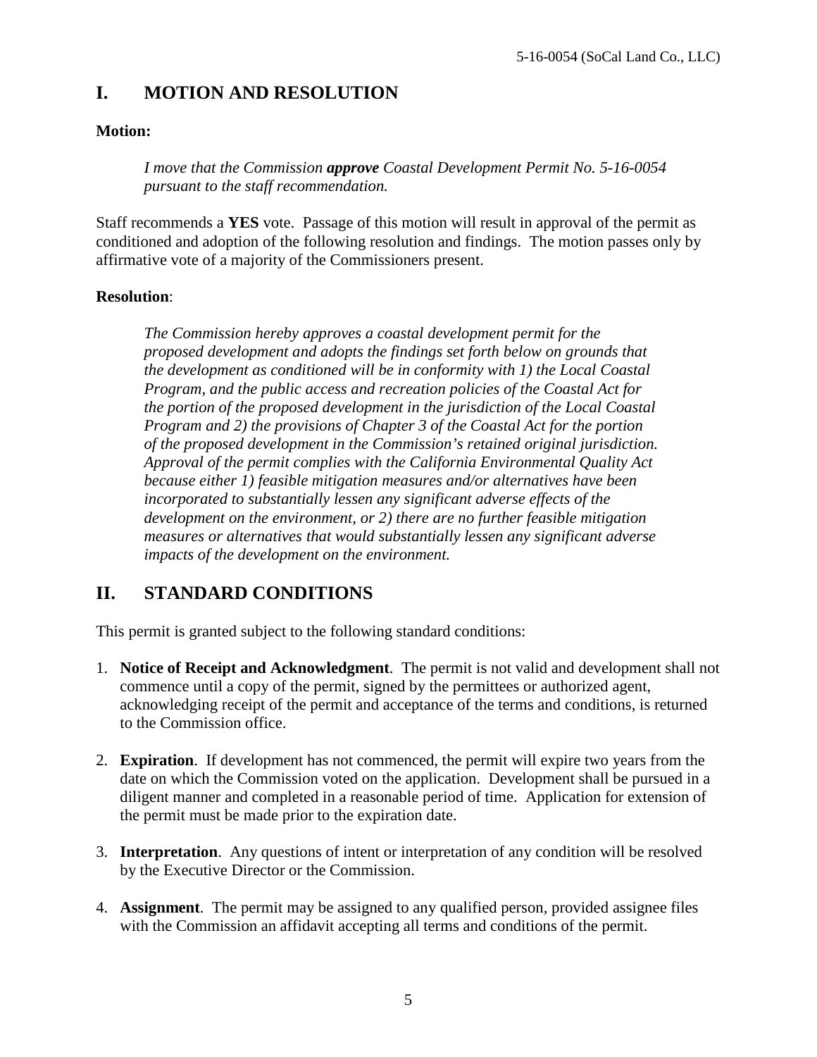## I. MOTION AND RESOLUTION

**Motion:**

> *I move that the Commission* ***approve*** *Coastal Development Permit No. 5-16-0054 pursuant to the staff recommendation.*

Staff recommends a **YES** vote. Passage of this motion will result in approval of the permit as conditioned and adoption of the following resolution and findings. The motion passes only by affirmative vote of a majority of the Commissioners present.

**Resolution**:

> *The Commission hereby approves a coastal development permit for the proposed development and adopts the findings set forth below on grounds that the development as conditioned will be in conformity with 1) the Local Coastal Program, and the public access and recreation policies of the Coastal Act for the portion of the proposed development in the jurisdiction of the Local Coastal Program and 2) the provisions of Chapter 3 of the Coastal Act for the portion of the proposed development in the Commission's retained original jurisdiction. Approval of the permit complies with the California Environmental Quality Act because either 1) feasible mitigation measures and/or alternatives have been incorporated to substantially lessen any significant adverse effects of the development on the environment, or 2) there are no further feasible mitigation measures or alternatives that would substantially lessen any significant adverse impacts of the development on the environment.*

## II. STANDARD CONDITIONS

This permit is granted subject to the following standard conditions:

1. **Notice of Receipt and Acknowledgment**. The permit is not valid and development shall not commence until a copy of the permit, signed by the permittees or authorized agent, acknowledging receipt of the permit and acceptance of the terms and conditions, is returned to the Commission office.

2. **Expiration**. If development has not commenced, the permit will expire two years from the date on which the Commission voted on the application. Development shall be pursued in a diligent manner and completed in a reasonable period of time. Application for extension of the permit must be made prior to the expiration date.

3. **Interpretation**. Any questions of intent or interpretation of any condition will be resolved by the Executive Director or the Commission.

4. **Assignment**. The permit may be assigned to any qualified person, provided assignee files with the Commission an affidavit accepting all terms and conditions of the permit.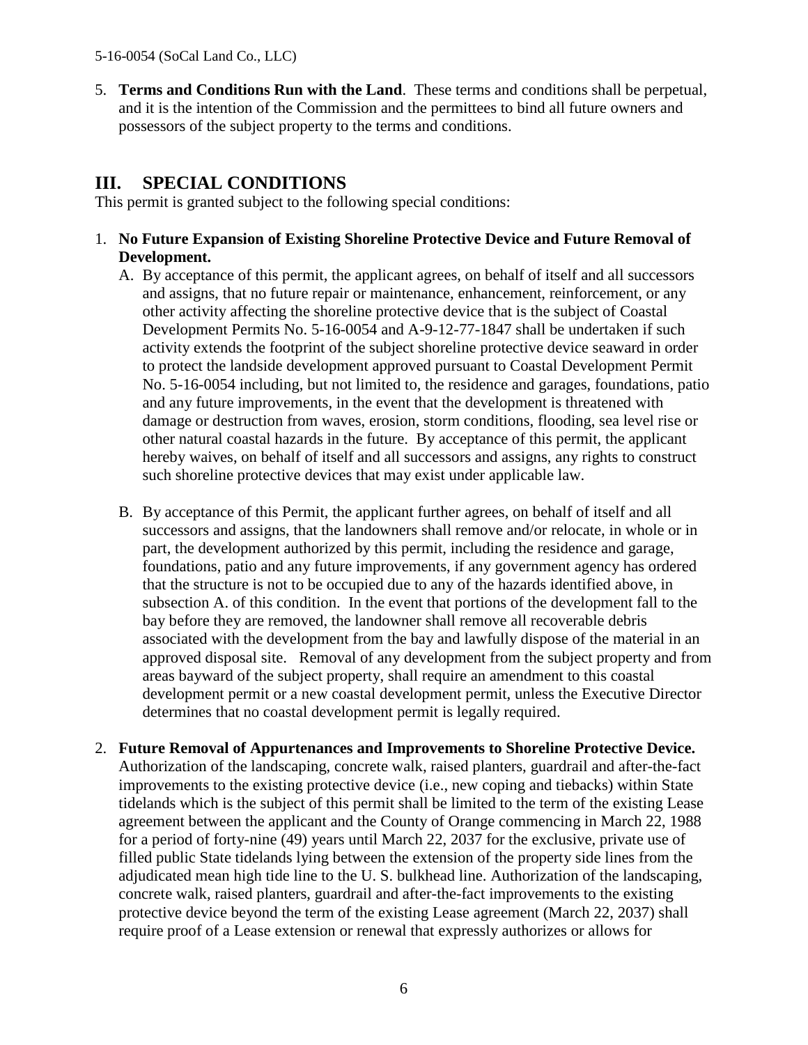5. **Terms and Conditions Run with the Land**. These terms and conditions shall be perpetual, and it is the intention of the Commission and the permittees to bind all future owners and possessors of the subject property to the terms and conditions.

## III. SPECIAL CONDITIONS

This permit is granted subject to the following special conditions:

1. **No Future Expansion of Existing Shoreline Protective Device and Future Removal of Development.**

   A. By acceptance of this permit, the applicant agrees, on behalf of itself and all successors and assigns, that no future repair or maintenance, enhancement, reinforcement, or any other activity affecting the shoreline protective device that is the subject of Coastal Development Permits No. 5-16-0054 and A-9-12-77-1847 shall be undertaken if such activity extends the footprint of the subject shoreline protective device seaward in order to protect the landside development approved pursuant to Coastal Development Permit No. 5-16-0054 including, but not limited to, the residence and garages, foundations, patio and any future improvements, in the event that the development is threatened with damage or destruction from waves, erosion, storm conditions, flooding, sea level rise or other natural coastal hazards in the future. By acceptance of this permit, the applicant hereby waives, on behalf of itself and all successors and assigns, any rights to construct such shoreline protective devices that may exist under applicable law.

   B. By acceptance of this Permit, the applicant further agrees, on behalf of itself and all successors and assigns, that the landowners shall remove and/or relocate, in whole or in part, the development authorized by this permit, including the residence and garage, foundations, patio and any future improvements, if any government agency has ordered that the structure is not to be occupied due to any of the hazards identified above, in subsection A. of this condition. In the event that portions of the development fall to the bay before they are removed, the landowner shall remove all recoverable debris associated with the development from the bay and lawfully dispose of the material in an approved disposal site. Removal of any development from the subject property and from areas bayward of the subject property, shall require an amendment to this coastal development permit or a new coastal development permit, unless the Executive Director determines that no coastal development permit is legally required.

2. **Future Removal of Appurtenances and Improvements to Shoreline Protective Device.** Authorization of the landscaping, concrete walk, raised planters, guardrail and after-the-fact improvements to the existing protective device (i.e., new coping and tiebacks) within State tidelands which is the subject of this permit shall be limited to the term of the existing Lease agreement between the applicant and the County of Orange commencing in March 22, 1988 for a period of forty-nine (49) years until March 22, 2037 for the exclusive, private use of filled public State tidelands lying between the extension of the property side lines from the adjudicated mean high tide line to the U. S. bulkhead line. Authorization of the landscaping, concrete walk, raised planters, guardrail and after-the-fact improvements to the existing protective device beyond the term of the existing Lease agreement (March 22, 2037) shall require proof of a Lease extension or renewal that expressly authorizes or allows for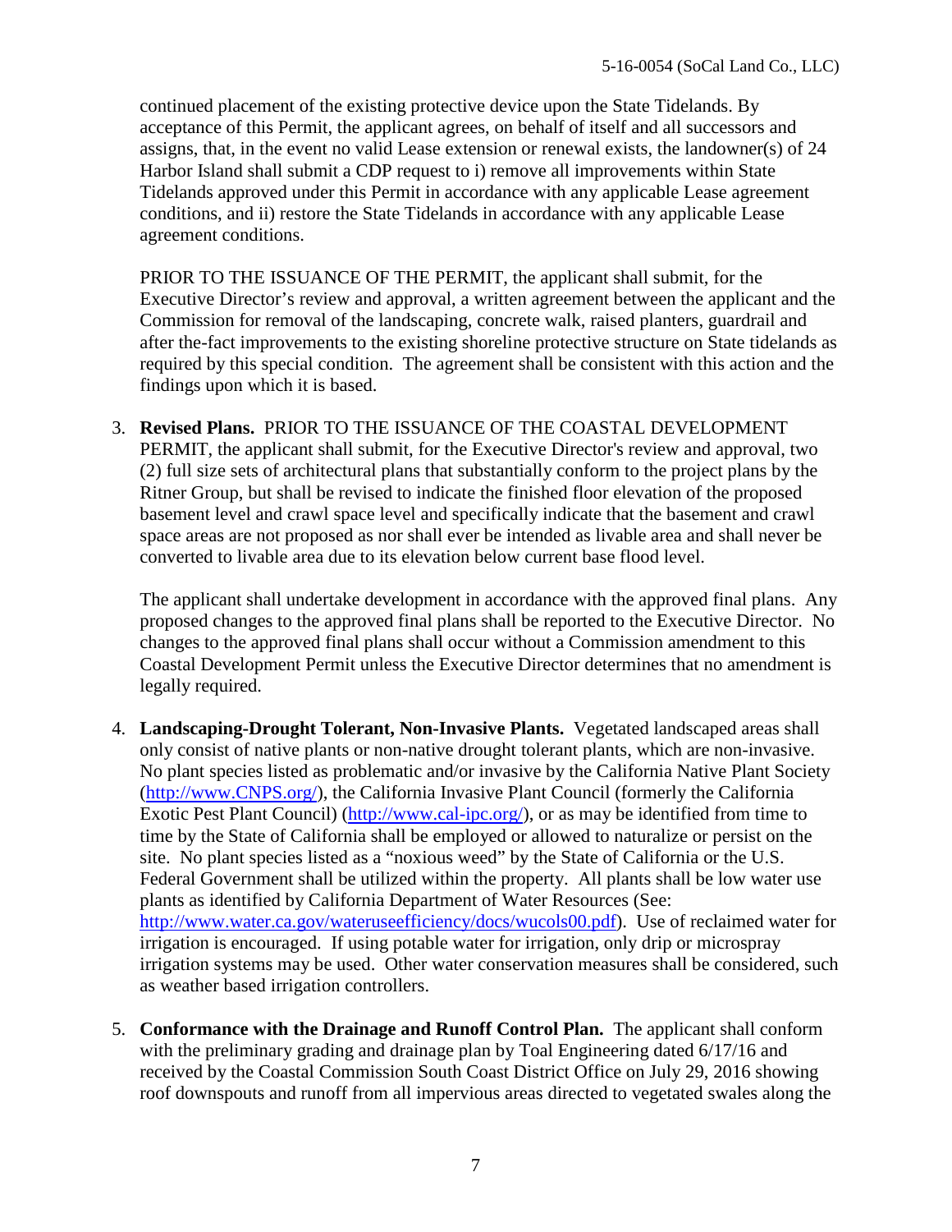continued placement of the existing protective device upon the State Tidelands. By acceptance of this Permit, the applicant agrees, on behalf of itself and all successors and assigns, that, in the event no valid Lease extension or renewal exists, the landowner(s) of 24 Harbor Island shall submit a CDP request to i) remove all improvements within State Tidelands approved under this Permit in accordance with any applicable Lease agreement conditions, and ii) restore the State Tidelands in accordance with any applicable Lease agreement conditions.

PRIOR TO THE ISSUANCE OF THE PERMIT, the applicant shall submit, for the Executive Director's review and approval, a written agreement between the applicant and the Commission for removal of the landscaping, concrete walk, raised planters, guardrail and after the-fact improvements to the existing shoreline protective structure on State tidelands as required by this special condition. The agreement shall be consistent with this action and the findings upon which it is based.

3. **Revised Plans.** PRIOR TO THE ISSUANCE OF THE COASTAL DEVELOPMENT PERMIT, the applicant shall submit, for the Executive Director's review and approval, two (2) full size sets of architectural plans that substantially conform to the project plans by the Ritner Group, but shall be revised to indicate the finished floor elevation of the proposed basement level and crawl space level and specifically indicate that the basement and crawl space areas are not proposed as nor shall ever be intended as livable area and shall never be converted to livable area due to its elevation below current base flood level.

   The applicant shall undertake development in accordance with the approved final plans. Any proposed changes to the approved final plans shall be reported to the Executive Director. No changes to the approved final plans shall occur without a Commission amendment to this Coastal Development Permit unless the Executive Director determines that no amendment is legally required.

4. **Landscaping-Drought Tolerant, Non-Invasive Plants.** Vegetated landscaped areas shall only consist of native plants or non-native drought tolerant plants, which are non-invasive. No plant species listed as problematic and/or invasive by the California Native Plant Society (http://www.CNPS.org/), the California Invasive Plant Council (formerly the California Exotic Pest Plant Council) (http://www.cal-ipc.org/), or as may be identified from time to time by the State of California shall be employed or allowed to naturalize or persist on the site. No plant species listed as a "noxious weed" by the State of California or the U.S. Federal Government shall be utilized within the property. All plants shall be low water use plants as identified by California Department of Water Resources (See: http://www.water.ca.gov/wateruseefficiency/docs/wucols00.pdf). Use of reclaimed water for irrigation is encouraged. If using potable water for irrigation, only drip or microspray irrigation systems may be used. Other water conservation measures shall be considered, such as weather based irrigation controllers.

5. **Conformance with the Drainage and Runoff Control Plan.** The applicant shall conform with the preliminary grading and drainage plan by Toal Engineering dated 6/17/16 and received by the Coastal Commission South Coast District Office on July 29, 2016 showing roof downspouts and runoff from all impervious areas directed to vegetated swales along the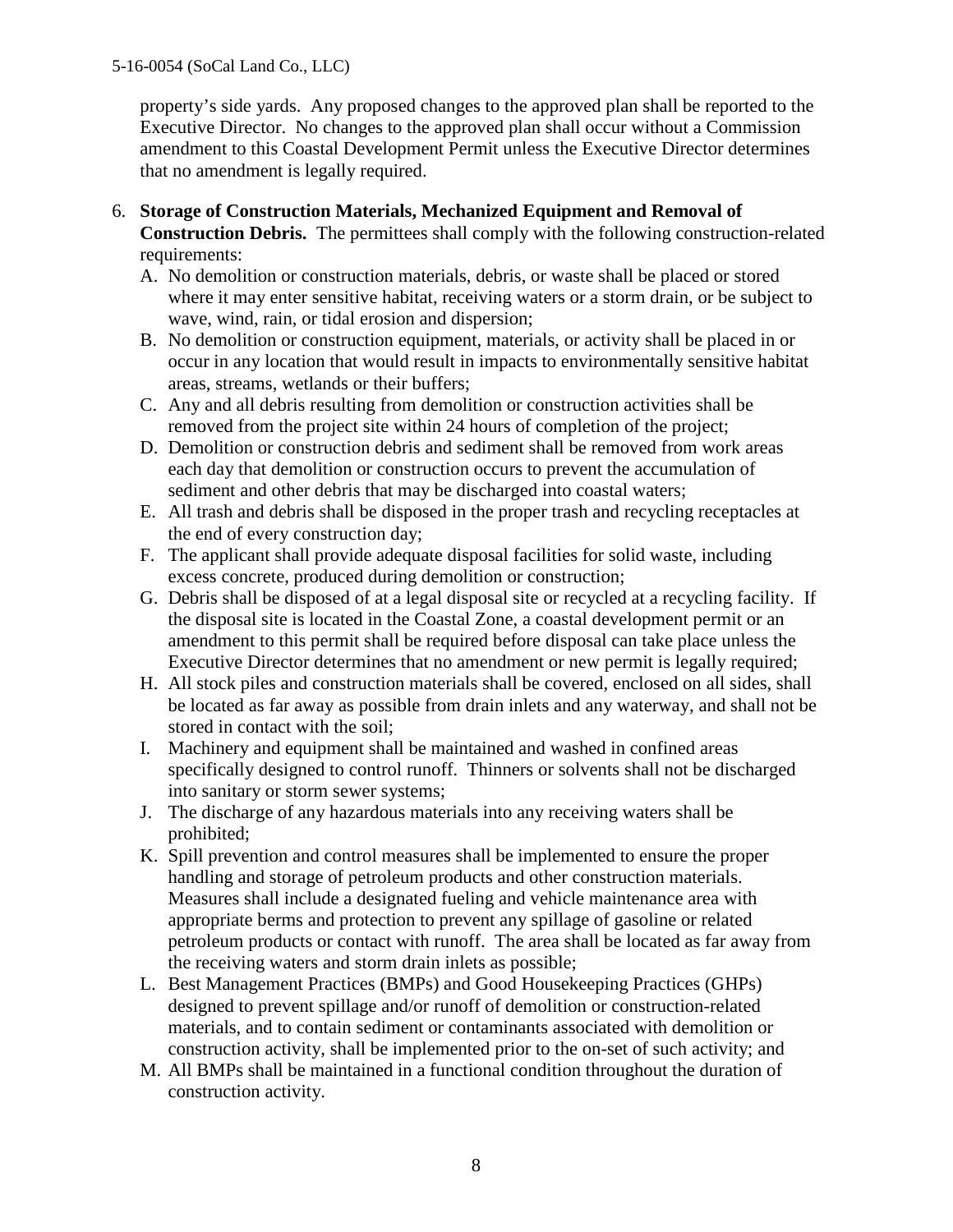property's side yards. Any proposed changes to the approved plan shall be reported to the Executive Director. No changes to the approved plan shall occur without a Commission amendment to this Coastal Development Permit unless the Executive Director determines that no amendment is legally required.

6. **Storage of Construction Materials, Mechanized Equipment and Removal of Construction Debris.** The permittees shall comply with the following construction-related requirements:
   A. No demolition or construction materials, debris, or waste shall be placed or stored where it may enter sensitive habitat, receiving waters or a storm drain, or be subject to wave, wind, rain, or tidal erosion and dispersion;
   B. No demolition or construction equipment, materials, or activity shall be placed in or occur in any location that would result in impacts to environmentally sensitive habitat areas, streams, wetlands or their buffers;
   C. Any and all debris resulting from demolition or construction activities shall be removed from the project site within 24 hours of completion of the project;
   D. Demolition or construction debris and sediment shall be removed from work areas each day that demolition or construction occurs to prevent the accumulation of sediment and other debris that may be discharged into coastal waters;
   E. All trash and debris shall be disposed in the proper trash and recycling receptacles at the end of every construction day;
   F. The applicant shall provide adequate disposal facilities for solid waste, including excess concrete, produced during demolition or construction;
   G. Debris shall be disposed of at a legal disposal site or recycled at a recycling facility. If the disposal site is located in the Coastal Zone, a coastal development permit or an amendment to this permit shall be required before disposal can take place unless the Executive Director determines that no amendment or new permit is legally required;
   H. All stock piles and construction materials shall be covered, enclosed on all sides, shall be located as far away as possible from drain inlets and any waterway, and shall not be stored in contact with the soil;
   I. Machinery and equipment shall be maintained and washed in confined areas specifically designed to control runoff. Thinners or solvents shall not be discharged into sanitary or storm sewer systems;
   J. The discharge of any hazardous materials into any receiving waters shall be prohibited;
   K. Spill prevention and control measures shall be implemented to ensure the proper handling and storage of petroleum products and other construction materials. Measures shall include a designated fueling and vehicle maintenance area with appropriate berms and protection to prevent any spillage of gasoline or related petroleum products or contact with runoff. The area shall be located as far away from the receiving waters and storm drain inlets as possible;
   L. Best Management Practices (BMPs) and Good Housekeeping Practices (GHPs) designed to prevent spillage and/or runoff of demolition or construction-related materials, and to contain sediment or contaminants associated with demolition or construction activity, shall be implemented prior to the on-set of such activity; and
   M. All BMPs shall be maintained in a functional condition throughout the duration of construction activity.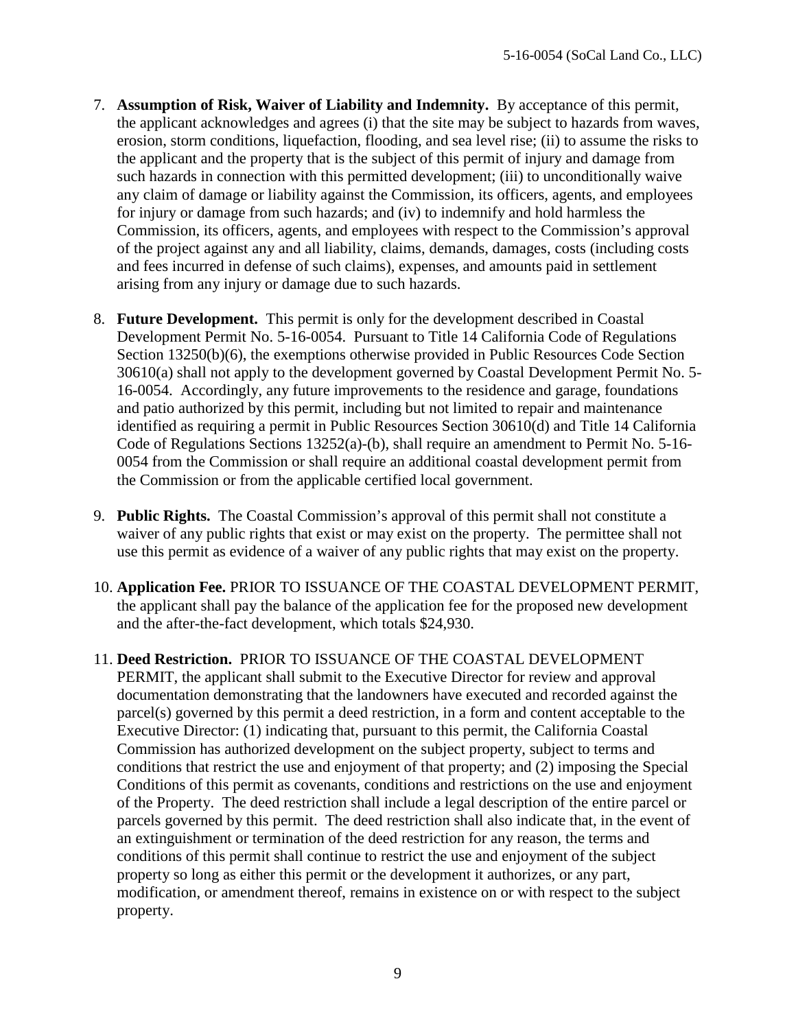7. **Assumption of Risk, Waiver of Liability and Indemnity.** By acceptance of this permit, the applicant acknowledges and agrees (i) that the site may be subject to hazards from waves, erosion, storm conditions, liquefaction, flooding, and sea level rise; (ii) to assume the risks to the applicant and the property that is the subject of this permit of injury and damage from such hazards in connection with this permitted development; (iii) to unconditionally waive any claim of damage or liability against the Commission, its officers, agents, and employees for injury or damage from such hazards; and (iv) to indemnify and hold harmless the Commission, its officers, agents, and employees with respect to the Commission's approval of the project against any and all liability, claims, demands, damages, costs (including costs and fees incurred in defense of such claims), expenses, and amounts paid in settlement arising from any injury or damage due to such hazards.

8. **Future Development.** This permit is only for the development described in Coastal Development Permit No. 5-16-0054. Pursuant to Title 14 California Code of Regulations Section 13250(b)(6), the exemptions otherwise provided in Public Resources Code Section 30610(a) shall not apply to the development governed by Coastal Development Permit No. 5-16-0054. Accordingly, any future improvements to the residence and garage, foundations and patio authorized by this permit, including but not limited to repair and maintenance identified as requiring a permit in Public Resources Section 30610(d) and Title 14 California Code of Regulations Sections 13252(a)-(b), shall require an amendment to Permit No. 5-16-0054 from the Commission or shall require an additional coastal development permit from the Commission or from the applicable certified local government.

9. **Public Rights.** The Coastal Commission's approval of this permit shall not constitute a waiver of any public rights that exist or may exist on the property. The permittee shall not use this permit as evidence of a waiver of any public rights that may exist on the property.

10. **Application Fee.** PRIOR TO ISSUANCE OF THE COASTAL DEVELOPMENT PERMIT, the applicant shall pay the balance of the application fee for the proposed new development and the after-the-fact development, which totals $24,930.

11. **Deed Restriction.** PRIOR TO ISSUANCE OF THE COASTAL DEVELOPMENT PERMIT, the applicant shall submit to the Executive Director for review and approval documentation demonstrating that the landowners have executed and recorded against the parcel(s) governed by this permit a deed restriction, in a form and content acceptable to the Executive Director: (1) indicating that, pursuant to this permit, the California Coastal Commission has authorized development on the subject property, subject to terms and conditions that restrict the use and enjoyment of that property; and (2) imposing the Special Conditions of this permit as covenants, conditions and restrictions on the use and enjoyment of the Property. The deed restriction shall include a legal description of the entire parcel or parcels governed by this permit. The deed restriction shall also indicate that, in the event of an extinguishment or termination of the deed restriction for any reason, the terms and conditions of this permit shall continue to restrict the use and enjoyment of the subject property so long as either this permit or the development it authorizes, or any part, modification, or amendment thereof, remains in existence on or with respect to the subject property.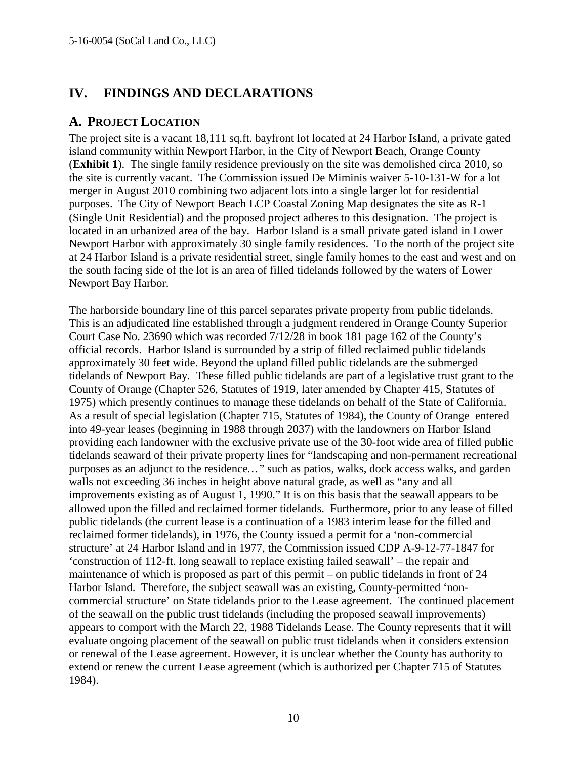## IV. FINDINGS AND DECLARATIONS

### A. PROJECT LOCATION

The project site is a vacant 18,111 sq.ft. bayfront lot located at 24 Harbor Island, a private gated island community within Newport Harbor, in the City of Newport Beach, Orange County (**Exhibit 1**). The single family residence previously on the site was demolished circa 2010, so the site is currently vacant. The Commission issued De Miminis waiver 5-10-131-W for a lot merger in August 2010 combining two adjacent lots into a single larger lot for residential purposes. The City of Newport Beach LCP Coastal Zoning Map designates the site as R-1 (Single Unit Residential) and the proposed project adheres to this designation. The project is located in an urbanized area of the bay. Harbor Island is a small private gated island in Lower Newport Harbor with approximately 30 single family residences. To the north of the project site at 24 Harbor Island is a private residential street, single family homes to the east and west and on the south facing side of the lot is an area of filled tidelands followed by the waters of Lower Newport Bay Harbor.

The harborside boundary line of this parcel separates private property from public tidelands. This is an adjudicated line established through a judgment rendered in Orange County Superior Court Case No. 23690 which was recorded 7/12/28 in book 181 page 162 of the County's official records. Harbor Island is surrounded by a strip of filled reclaimed public tidelands approximately 30 feet wide. Beyond the upland filled public tidelands are the submerged tidelands of Newport Bay. These filled public tidelands are part of a legislative trust grant to the County of Orange (Chapter 526, Statutes of 1919, later amended by Chapter 415, Statutes of 1975) which presently continues to manage these tidelands on behalf of the State of California. As a result of special legislation (Chapter 715, Statutes of 1984), the County of Orange entered into 49-year leases (beginning in 1988 through 2037) with the landowners on Harbor Island providing each landowner with the exclusive private use of the 30-foot wide area of filled public tidelands seaward of their private property lines for "landscaping and non-permanent recreational purposes as an adjunct to the residence…" such as patios, walks, dock access walks, and garden walls not exceeding 36 inches in height above natural grade, as well as "any and all improvements existing as of August 1, 1990." It is on this basis that the seawall appears to be allowed upon the filled and reclaimed former tidelands. Furthermore, prior to any lease of filled public tidelands (the current lease is a continuation of a 1983 interim lease for the filled and reclaimed former tidelands), in 1976, the County issued a permit for a 'non-commercial structure' at 24 Harbor Island and in 1977, the Commission issued CDP A-9-12-77-1847 for 'construction of 112-ft. long seawall to replace existing failed seawall' – the repair and maintenance of which is proposed as part of this permit – on public tidelands in front of 24 Harbor Island. Therefore, the subject seawall was an existing, County-permitted 'non-commercial structure' on State tidelands prior to the Lease agreement. The continued placement of the seawall on the public trust tidelands (including the proposed seawall improvements) appears to comport with the March 22, 1988 Tidelands Lease. The County represents that it will evaluate ongoing placement of the seawall on public trust tidelands when it considers extension or renewal of the Lease agreement. However, it is unclear whether the County has authority to extend or renew the current Lease agreement (which is authorized per Chapter 715 of Statutes 1984).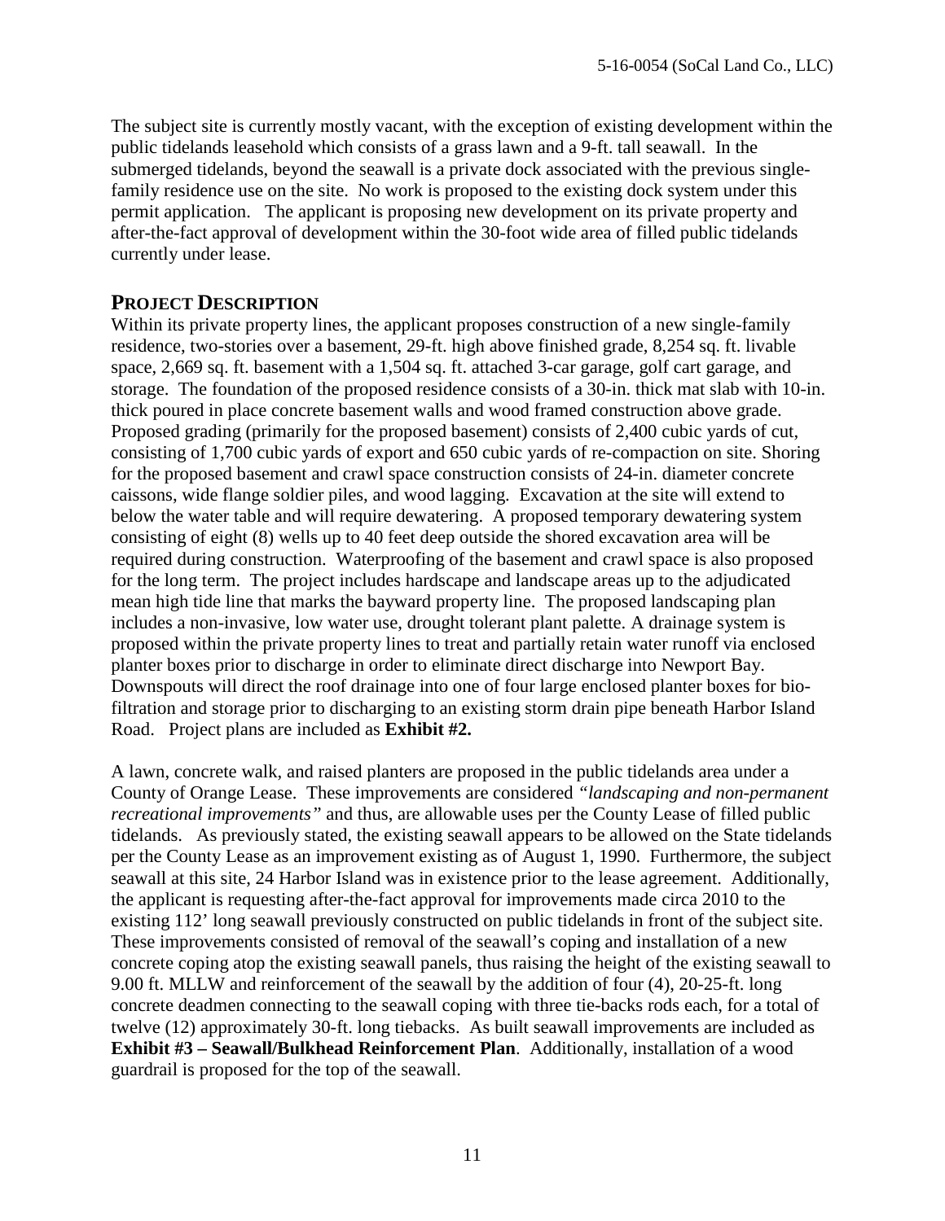The subject site is currently mostly vacant, with the exception of existing development within the public tidelands leasehold which consists of a grass lawn and a 9-ft. tall seawall. In the submerged tidelands, beyond the seawall is a private dock associated with the previous single-family residence use on the site. No work is proposed to the existing dock system under this permit application. The applicant is proposing new development on its private property and after-the-fact approval of development within the 30-foot wide area of filled public tidelands currently under lease.

## PROJECT DESCRIPTION

Within its private property lines, the applicant proposes construction of a new single-family residence, two-stories over a basement, 29-ft. high above finished grade, 8,254 sq. ft. livable space, 2,669 sq. ft. basement with a 1,504 sq. ft. attached 3-car garage, golf cart garage, and storage. The foundation of the proposed residence consists of a 30-in. thick mat slab with 10-in. thick poured in place concrete basement walls and wood framed construction above grade. Proposed grading (primarily for the proposed basement) consists of 2,400 cubic yards of cut, consisting of 1,700 cubic yards of export and 650 cubic yards of re-compaction on site. Shoring for the proposed basement and crawl space construction consists of 24-in. diameter concrete caissons, wide flange soldier piles, and wood lagging. Excavation at the site will extend to below the water table and will require dewatering. A proposed temporary dewatering system consisting of eight (8) wells up to 40 feet deep outside the shored excavation area will be required during construction. Waterproofing of the basement and crawl space is also proposed for the long term. The project includes hardscape and landscape areas up to the adjudicated mean high tide line that marks the bayward property line. The proposed landscaping plan includes a non-invasive, low water use, drought tolerant plant palette. A drainage system is proposed within the private property lines to treat and partially retain water runoff via enclosed planter boxes prior to discharge in order to eliminate direct discharge into Newport Bay. Downspouts will direct the roof drainage into one of four large enclosed planter boxes for bio-filtration and storage prior to discharging to an existing storm drain pipe beneath Harbor Island Road. Project plans are included as **Exhibit #2.**

A lawn, concrete walk, and raised planters are proposed in the public tidelands area under a County of Orange Lease. These improvements are considered *"landscaping and non-permanent recreational improvements"* and thus, are allowable uses per the County Lease of filled public tidelands. As previously stated, the existing seawall appears to be allowed on the State tidelands per the County Lease as an improvement existing as of August 1, 1990. Furthermore, the subject seawall at this site, 24 Harbor Island was in existence prior to the lease agreement. Additionally, the applicant is requesting after-the-fact approval for improvements made circa 2010 to the existing 112' long seawall previously constructed on public tidelands in front of the subject site. These improvements consisted of removal of the seawall's coping and installation of a new concrete coping atop the existing seawall panels, thus raising the height of the existing seawall to 9.00 ft. MLLW and reinforcement of the seawall by the addition of four (4), 20-25-ft. long concrete deadmen connecting to the seawall coping with three tie-backs rods each, for a total of twelve (12) approximately 30-ft. long tiebacks. As built seawall improvements are included as **Exhibit #3 – Seawall/Bulkhead Reinforcement Plan**. Additionally, installation of a wood guardrail is proposed for the top of the seawall.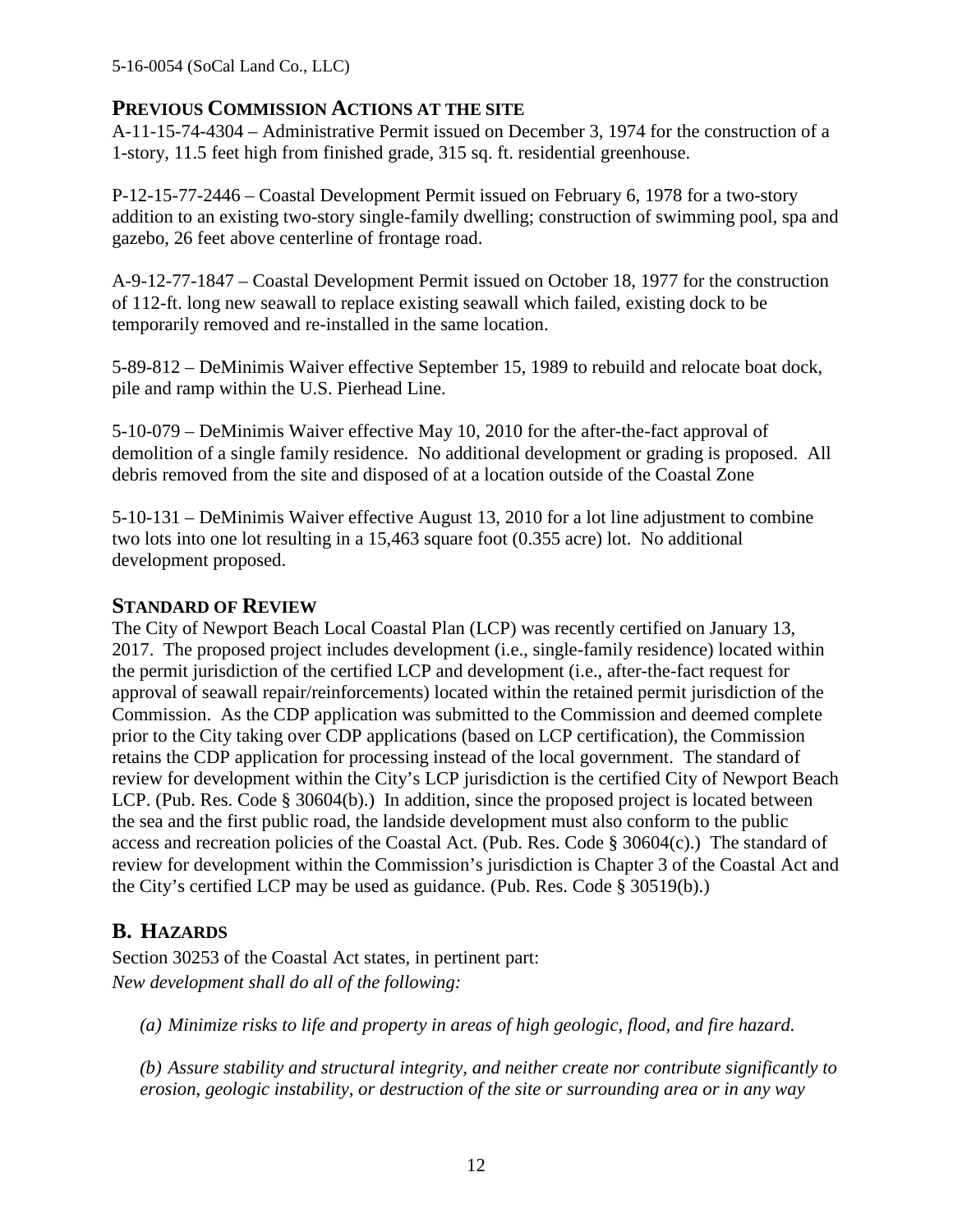## PREVIOUS COMMISSION ACTIONS AT THE SITE

A-11-15-74-4304 – Administrative Permit issued on December 3, 1974 for the construction of a 1-story, 11.5 feet high from finished grade, 315 sq. ft. residential greenhouse.

P-12-15-77-2446 – Coastal Development Permit issued on February 6, 1978 for a two-story addition to an existing two-story single-family dwelling; construction of swimming pool, spa and gazebo, 26 feet above centerline of frontage road.

A-9-12-77-1847 – Coastal Development Permit issued on October 18, 1977 for the construction of 112-ft. long new seawall to replace existing seawall which failed, existing dock to be temporarily removed and re-installed in the same location.

5-89-812 – DeMinimis Waiver effective September 15, 1989 to rebuild and relocate boat dock, pile and ramp within the U.S. Pierhead Line.

5-10-079 – DeMinimis Waiver effective May 10, 2010 for the after-the-fact approval of demolition of a single family residence. No additional development or grading is proposed. All debris removed from the site and disposed of at a location outside of the Coastal Zone

5-10-131 – DeMinimis Waiver effective August 13, 2010 for a lot line adjustment to combine two lots into one lot resulting in a 15,463 square foot (0.355 acre) lot. No additional development proposed.

## STANDARD OF REVIEW

The City of Newport Beach Local Coastal Plan (LCP) was recently certified on January 13, 2017. The proposed project includes development (i.e., single-family residence) located within the permit jurisdiction of the certified LCP and development (i.e., after-the-fact request for approval of seawall repair/reinforcements) located within the retained permit jurisdiction of the Commission. As the CDP application was submitted to the Commission and deemed complete prior to the City taking over CDP applications (based on LCP certification), the Commission retains the CDP application for processing instead of the local government. The standard of review for development within the City's LCP jurisdiction is the certified City of Newport Beach LCP. (Pub. Res. Code § 30604(b).) In addition, since the proposed project is located between the sea and the first public road, the landside development must also conform to the public access and recreation policies of the Coastal Act. (Pub. Res. Code § 30604(c).) The standard of review for development within the Commission's jurisdiction is Chapter 3 of the Coastal Act and the City's certified LCP may be used as guidance. (Pub. Res. Code § 30519(b).)

## B. HAZARDS

Section 30253 of the Coastal Act states, in pertinent part:
*New development shall do all of the following:*

*(a) Minimize risks to life and property in areas of high geologic, flood, and fire hazard.*

*(b) Assure stability and structural integrity, and neither create nor contribute significantly to erosion, geologic instability, or destruction of the site or surrounding area or in any way*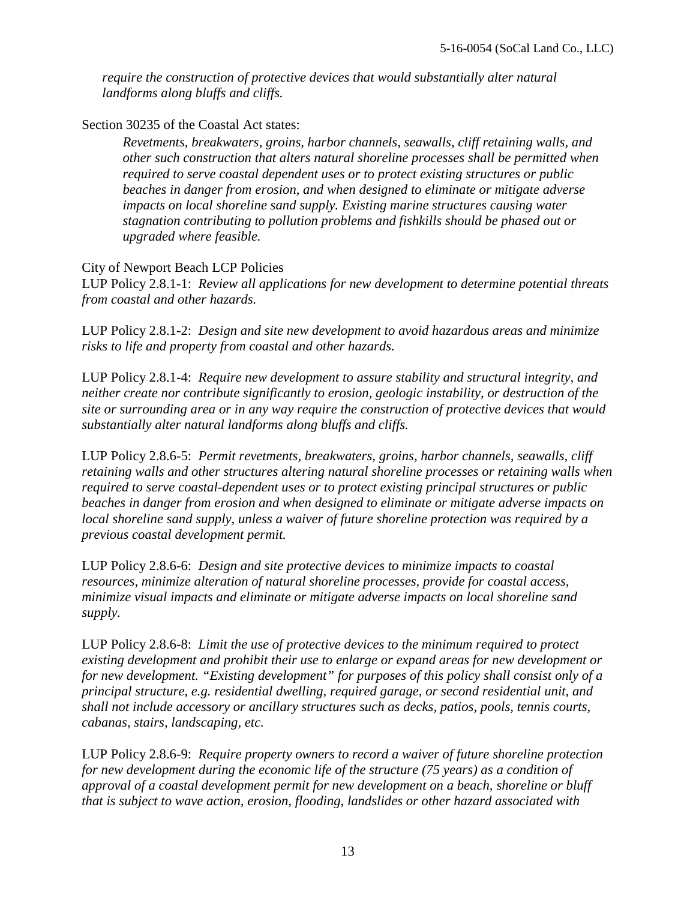*require the construction of protective devices that would substantially alter natural landforms along bluffs and cliffs.*

Section 30235 of the Coastal Act states:

> *Revetments, breakwaters, groins, harbor channels, seawalls, cliff retaining walls, and other such construction that alters natural shoreline processes shall be permitted when required to serve coastal dependent uses or to protect existing structures or public beaches in danger from erosion, and when designed to eliminate or mitigate adverse impacts on local shoreline sand supply. Existing marine structures causing water stagnation contributing to pollution problems and fishkills should be phased out or upgraded where feasible.*

City of Newport Beach LCP Policies

LUP Policy 2.8.1-1: *Review all applications for new development to determine potential threats from coastal and other hazards.*

LUP Policy 2.8.1-2: *Design and site new development to avoid hazardous areas and minimize risks to life and property from coastal and other hazards.*

LUP Policy 2.8.1-4: *Require new development to assure stability and structural integrity, and neither create nor contribute significantly to erosion, geologic instability, or destruction of the site or surrounding area or in any way require the construction of protective devices that would substantially alter natural landforms along bluffs and cliffs.*

LUP Policy 2.8.6-5: *Permit revetments, breakwaters, groins, harbor channels, seawalls, cliff retaining walls and other structures altering natural shoreline processes or retaining walls when required to serve coastal-dependent uses or to protect existing principal structures or public beaches in danger from erosion and when designed to eliminate or mitigate adverse impacts on local shoreline sand supply, unless a waiver of future shoreline protection was required by a previous coastal development permit.*

LUP Policy 2.8.6-6: *Design and site protective devices to minimize impacts to coastal resources, minimize alteration of natural shoreline processes, provide for coastal access, minimize visual impacts and eliminate or mitigate adverse impacts on local shoreline sand supply.*

LUP Policy 2.8.6-8: *Limit the use of protective devices to the minimum required to protect existing development and prohibit their use to enlarge or expand areas for new development or for new development. "Existing development" for purposes of this policy shall consist only of a principal structure, e.g. residential dwelling, required garage, or second residential unit, and shall not include accessory or ancillary structures such as decks, patios, pools, tennis courts, cabanas, stairs, landscaping, etc.*

LUP Policy 2.8.6-9: *Require property owners to record a waiver of future shoreline protection for new development during the economic life of the structure (75 years) as a condition of approval of a coastal development permit for new development on a beach, shoreline or bluff that is subject to wave action, erosion, flooding, landslides or other hazard associated with*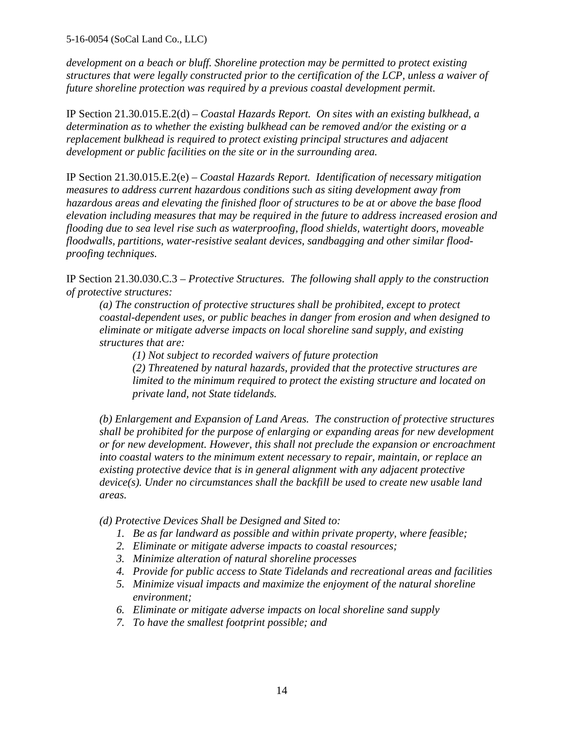*development on a beach or bluff. Shoreline protection may be permitted to protect existing structures that were legally constructed prior to the certification of the LCP, unless a waiver of future shoreline protection was required by a previous coastal development permit.*

IP Section 21.30.015.E.2(d) – *Coastal Hazards Report. On sites with an existing bulkhead, a determination as to whether the existing bulkhead can be removed and/or the existing or a replacement bulkhead is required to protect existing principal structures and adjacent development or public facilities on the site or in the surrounding area.*

IP Section 21.30.015.E.2(e) – *Coastal Hazards Report. Identification of necessary mitigation measures to address current hazardous conditions such as siting development away from hazardous areas and elevating the finished floor of structures to be at or above the base flood elevation including measures that may be required in the future to address increased erosion and flooding due to sea level rise such as waterproofing, flood shields, watertight doors, moveable floodwalls, partitions, water-resistive sealant devices, sandbagging and other similar flood-proofing techniques.*

IP Section 21.30.030.C.3 – *Protective Structures. The following shall apply to the construction of protective structures:*

> *(a) The construction of protective structures shall be prohibited, except to protect coastal-dependent uses, or public beaches in danger from erosion and when designed to eliminate or mitigate adverse impacts on local shoreline sand supply, and existing structures that are:*
>
> > *(1) Not subject to recorded waivers of future protection*
> > *(2) Threatened by natural hazards, provided that the protective structures are limited to the minimum required to protect the existing structure and located on private land, not State tidelands.*
>
> *(b) Enlargement and Expansion of Land Areas. The construction of protective structures shall be prohibited for the purpose of enlarging or expanding areas for new development or for new development. However, this shall not preclude the expansion or encroachment into coastal waters to the minimum extent necessary to repair, maintain, or replace an existing protective device that is in general alignment with any adjacent protective device(s). Under no circumstances shall the backfill be used to create new usable land areas.*
>
> *(d) Protective Devices Shall be Designed and Sited to:*
>
> 1. *Be as far landward as possible and within private property, where feasible;*
> 2. *Eliminate or mitigate adverse impacts to coastal resources;*
> 3. *Minimize alteration of natural shoreline processes*
> 4. *Provide for public access to State Tidelands and recreational areas and facilities*
> 5. *Minimize visual impacts and maximize the enjoyment of the natural shoreline environment;*
> 6. *Eliminate or mitigate adverse impacts on local shoreline sand supply*
> 7. *To have the smallest footprint possible; and*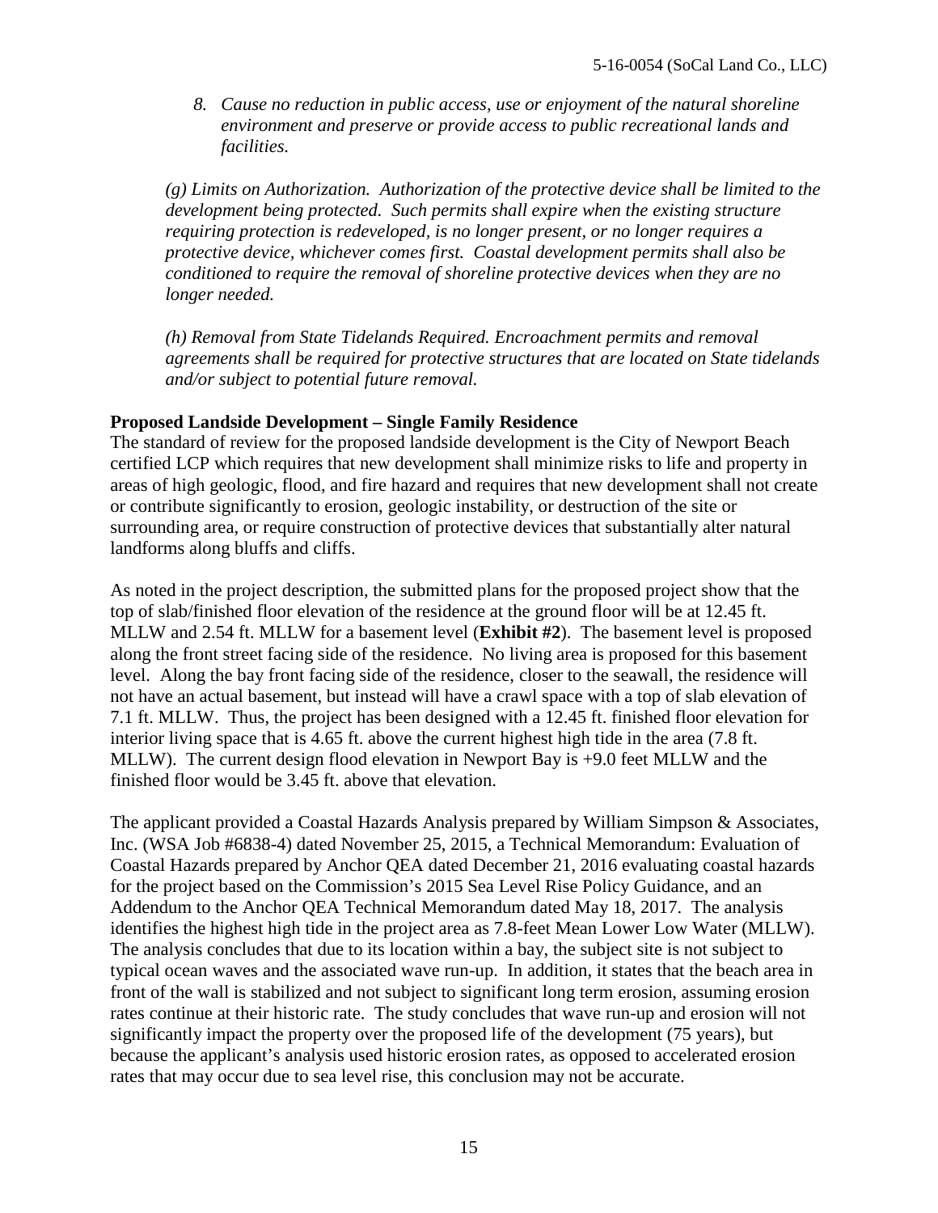*8. Cause no reduction in public access, use or enjoyment of the natural shoreline environment and preserve or provide access to public recreational lands and facilities.*

*(g) Limits on Authorization. Authorization of the protective device shall be limited to the development being protected. Such permits shall expire when the existing structure requiring protection is redeveloped, is no longer present, or no longer requires a protective device, whichever comes first. Coastal development permits shall also be conditioned to require the removal of shoreline protective devices when they are no longer needed.*

*(h) Removal from State Tidelands Required. Encroachment permits and removal agreements shall be required for protective structures that are located on State tidelands and/or subject to potential future removal.*

**Proposed Landside Development – Single Family Residence**

The standard of review for the proposed landside development is the City of Newport Beach certified LCP which requires that new development shall minimize risks to life and property in areas of high geologic, flood, and fire hazard and requires that new development shall not create or contribute significantly to erosion, geologic instability, or destruction of the site or surrounding area, or require construction of protective devices that substantially alter natural landforms along bluffs and cliffs.

As noted in the project description, the submitted plans for the proposed project show that the top of slab/finished floor elevation of the residence at the ground floor will be at 12.45 ft. MLLW and 2.54 ft. MLLW for a basement level (**Exhibit #2**). The basement level is proposed along the front street facing side of the residence. No living area is proposed for this basement level. Along the bay front facing side of the residence, closer to the seawall, the residence will not have an actual basement, but instead will have a crawl space with a top of slab elevation of 7.1 ft. MLLW. Thus, the project has been designed with a 12.45 ft. finished floor elevation for interior living space that is 4.65 ft. above the current highest high tide in the area (7.8 ft. MLLW). The current design flood elevation in Newport Bay is +9.0 feet MLLW and the finished floor would be 3.45 ft. above that elevation.

The applicant provided a Coastal Hazards Analysis prepared by William Simpson & Associates, Inc. (WSA Job #6838-4) dated November 25, 2015, a Technical Memorandum: Evaluation of Coastal Hazards prepared by Anchor QEA dated December 21, 2016 evaluating coastal hazards for the project based on the Commission's 2015 Sea Level Rise Policy Guidance, and an Addendum to the Anchor QEA Technical Memorandum dated May 18, 2017. The analysis identifies the highest high tide in the project area as 7.8-feet Mean Lower Low Water (MLLW). The analysis concludes that due to its location within a bay, the subject site is not subject to typical ocean waves and the associated wave run-up. In addition, it states that the beach area in front of the wall is stabilized and not subject to significant long term erosion, assuming erosion rates continue at their historic rate. The study concludes that wave run-up and erosion will not significantly impact the property over the proposed life of the development (75 years), but because the applicant's analysis used historic erosion rates, as opposed to accelerated erosion rates that may occur due to sea level rise, this conclusion may not be accurate.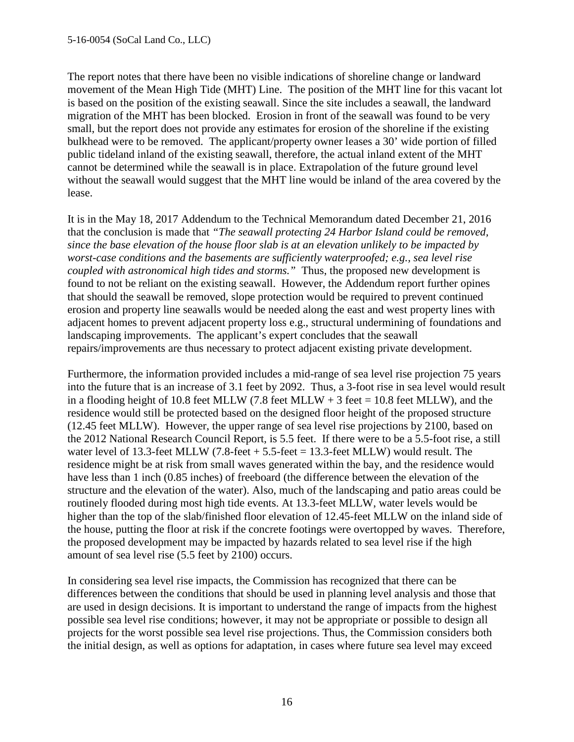The report notes that there have been no visible indications of shoreline change or landward movement of the Mean High Tide (MHT) Line. The position of the MHT line for this vacant lot is based on the position of the existing seawall. Since the site includes a seawall, the landward migration of the MHT has been blocked. Erosion in front of the seawall was found to be very small, but the report does not provide any estimates for erosion of the shoreline if the existing bulkhead were to be removed. The applicant/property owner leases a 30' wide portion of filled public tideland inland of the existing seawall, therefore, the actual inland extent of the MHT cannot be determined while the seawall is in place. Extrapolation of the future ground level without the seawall would suggest that the MHT line would be inland of the area covered by the lease.

It is in the May 18, 2017 Addendum to the Technical Memorandum dated December 21, 2016 that the conclusion is made that *"The seawall protecting 24 Harbor Island could be removed, since the base elevation of the house floor slab is at an elevation unlikely to be impacted by worst-case conditions and the basements are sufficiently waterproofed; e.g., sea level rise coupled with astronomical high tides and storms."* Thus, the proposed new development is found to not be reliant on the existing seawall. However, the Addendum report further opines that should the seawall be removed, slope protection would be required to prevent continued erosion and property line seawalls would be needed along the east and west property lines with adjacent homes to prevent adjacent property loss e.g., structural undermining of foundations and landscaping improvements. The applicant's expert concludes that the seawall repairs/improvements are thus necessary to protect adjacent existing private development.

Furthermore, the information provided includes a mid-range of sea level rise projection 75 years into the future that is an increase of 3.1 feet by 2092. Thus, a 3-foot rise in sea level would result in a flooding height of 10.8 feet MLLW (7.8 feet MLLW + 3 feet = 10.8 feet MLLW), and the residence would still be protected based on the designed floor height of the proposed structure (12.45 feet MLLW). However, the upper range of sea level rise projections by 2100, based on the 2012 National Research Council Report, is 5.5 feet. If there were to be a 5.5-foot rise, a still water level of 13.3-feet MLLW (7.8-feet + 5.5-feet = 13.3-feet MLLW) would result. The residence might be at risk from small waves generated within the bay, and the residence would have less than 1 inch (0.85 inches) of freeboard (the difference between the elevation of the structure and the elevation of the water). Also, much of the landscaping and patio areas could be routinely flooded during most high tide events. At 13.3-feet MLLW, water levels would be higher than the top of the slab/finished floor elevation of 12.45-feet MLLW on the inland side of the house, putting the floor at risk if the concrete footings were overtopped by waves. Therefore, the proposed development may be impacted by hazards related to sea level rise if the high amount of sea level rise (5.5 feet by 2100) occurs.

In considering sea level rise impacts, the Commission has recognized that there can be differences between the conditions that should be used in planning level analysis and those that are used in design decisions. It is important to understand the range of impacts from the highest possible sea level rise conditions; however, it may not be appropriate or possible to design all projects for the worst possible sea level rise projections. Thus, the Commission considers both the initial design, as well as options for adaptation, in cases where future sea level may exceed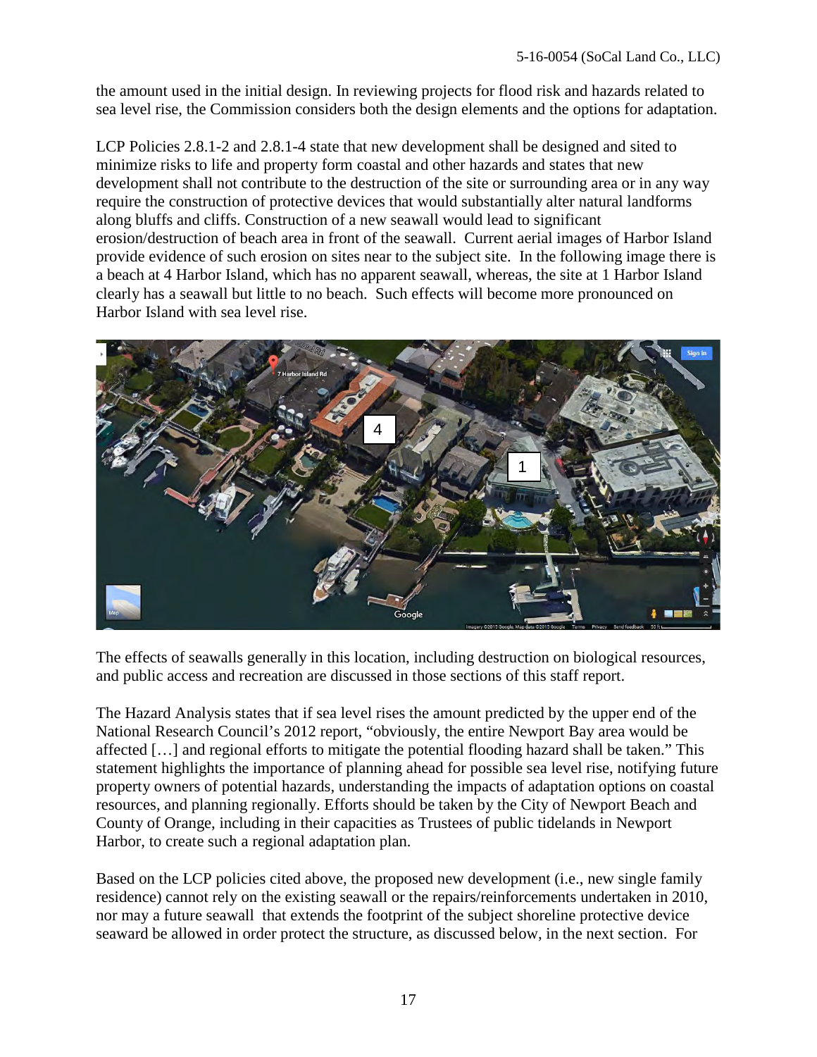the amount used in the initial design. In reviewing projects for flood risk and hazards related to sea level rise, the Commission considers both the design elements and the options for adaptation.

LCP Policies 2.8.1-2 and 2.8.1-4 state that new development shall be designed and sited to minimize risks to life and property form coastal and other hazards and states that new development shall not contribute to the destruction of the site or surrounding area or in any way require the construction of protective devices that would substantially alter natural landforms along bluffs and cliffs. Construction of a new seawall would lead to significant erosion/destruction of beach area in front of the seawall. Current aerial images of Harbor Island provide evidence of such erosion on sites near to the subject site. In the following image there is a beach at 4 Harbor Island, which has no apparent seawall, whereas, the site at 1 Harbor Island clearly has a seawall but little to no beach. Such effects will become more pronounced on Harbor Island with sea level rise.

The effects of seawalls generally in this location, including destruction on biological resources, and public access and recreation are discussed in those sections of this staff report.

The Hazard Analysis states that if sea level rises the amount predicted by the upper end of the National Research Council's 2012 report, "obviously, the entire Newport Bay area would be affected […] and regional efforts to mitigate the potential flooding hazard shall be taken." This statement highlights the importance of planning ahead for possible sea level rise, notifying future property owners of potential hazards, understanding the impacts of adaptation options on coastal resources, and planning regionally. Efforts should be taken by the City of Newport Beach and County of Orange, including in their capacities as Trustees of public tidelands in Newport Harbor, to create such a regional adaptation plan.

Based on the LCP policies cited above, the proposed new development (i.e., new single family residence) cannot rely on the existing seawall or the repairs/reinforcements undertaken in 2010, nor may a future seawall that extends the footprint of the subject shoreline protective device seaward be allowed in order protect the structure, as discussed below, in the next section. For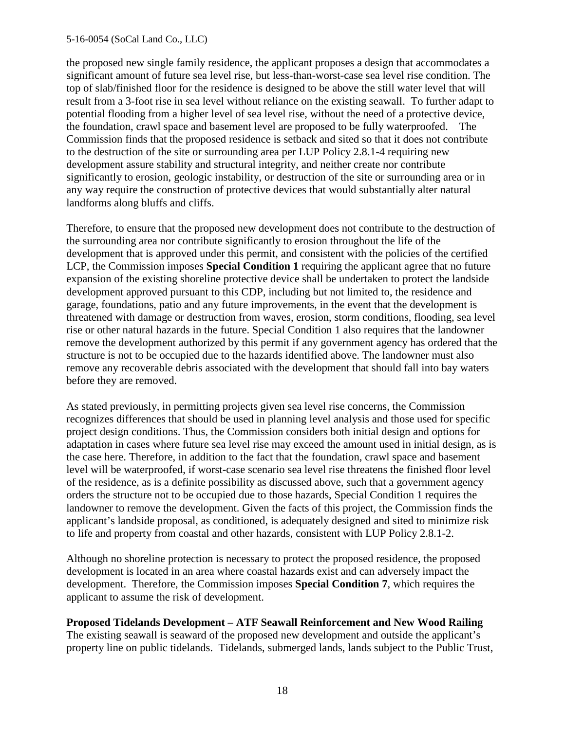the proposed new single family residence, the applicant proposes a design that accommodates a significant amount of future sea level rise, but less-than-worst-case sea level rise condition. The top of slab/finished floor for the residence is designed to be above the still water level that will result from a 3-foot rise in sea level without reliance on the existing seawall. To further adapt to potential flooding from a higher level of sea level rise, without the need of a protective device, the foundation, crawl space and basement level are proposed to be fully waterproofed. The Commission finds that the proposed residence is setback and sited so that it does not contribute to the destruction of the site or surrounding area per LUP Policy 2.8.1-4 requiring new development assure stability and structural integrity, and neither create nor contribute significantly to erosion, geologic instability, or destruction of the site or surrounding area or in any way require the construction of protective devices that would substantially alter natural landforms along bluffs and cliffs.

Therefore, to ensure that the proposed new development does not contribute to the destruction of the surrounding area nor contribute significantly to erosion throughout the life of the development that is approved under this permit, and consistent with the policies of the certified LCP, the Commission imposes **Special Condition 1** requiring the applicant agree that no future expansion of the existing shoreline protective device shall be undertaken to protect the landside development approved pursuant to this CDP, including but not limited to, the residence and garage, foundations, patio and any future improvements, in the event that the development is threatened with damage or destruction from waves, erosion, storm conditions, flooding, sea level rise or other natural hazards in the future. Special Condition 1 also requires that the landowner remove the development authorized by this permit if any government agency has ordered that the structure is not to be occupied due to the hazards identified above. The landowner must also remove any recoverable debris associated with the development that should fall into bay waters before they are removed.

As stated previously, in permitting projects given sea level rise concerns, the Commission recognizes differences that should be used in planning level analysis and those used for specific project design conditions. Thus, the Commission considers both initial design and options for adaptation in cases where future sea level rise may exceed the amount used in initial design, as is the case here. Therefore, in addition to the fact that the foundation, crawl space and basement level will be waterproofed, if worst-case scenario sea level rise threatens the finished floor level of the residence, as is a definite possibility as discussed above, such that a government agency orders the structure not to be occupied due to those hazards, Special Condition 1 requires the landowner to remove the development. Given the facts of this project, the Commission finds the applicant's landside proposal, as conditioned, is adequately designed and sited to minimize risk to life and property from coastal and other hazards, consistent with LUP Policy 2.8.1-2.

Although no shoreline protection is necessary to protect the proposed residence, the proposed development is located in an area where coastal hazards exist and can adversely impact the development. Therefore, the Commission imposes **Special Condition 7**, which requires the applicant to assume the risk of development.

**Proposed Tidelands Development – ATF Seawall Reinforcement and New Wood Railing**

The existing seawall is seaward of the proposed new development and outside the applicant's property line on public tidelands. Tidelands, submerged lands, lands subject to the Public Trust,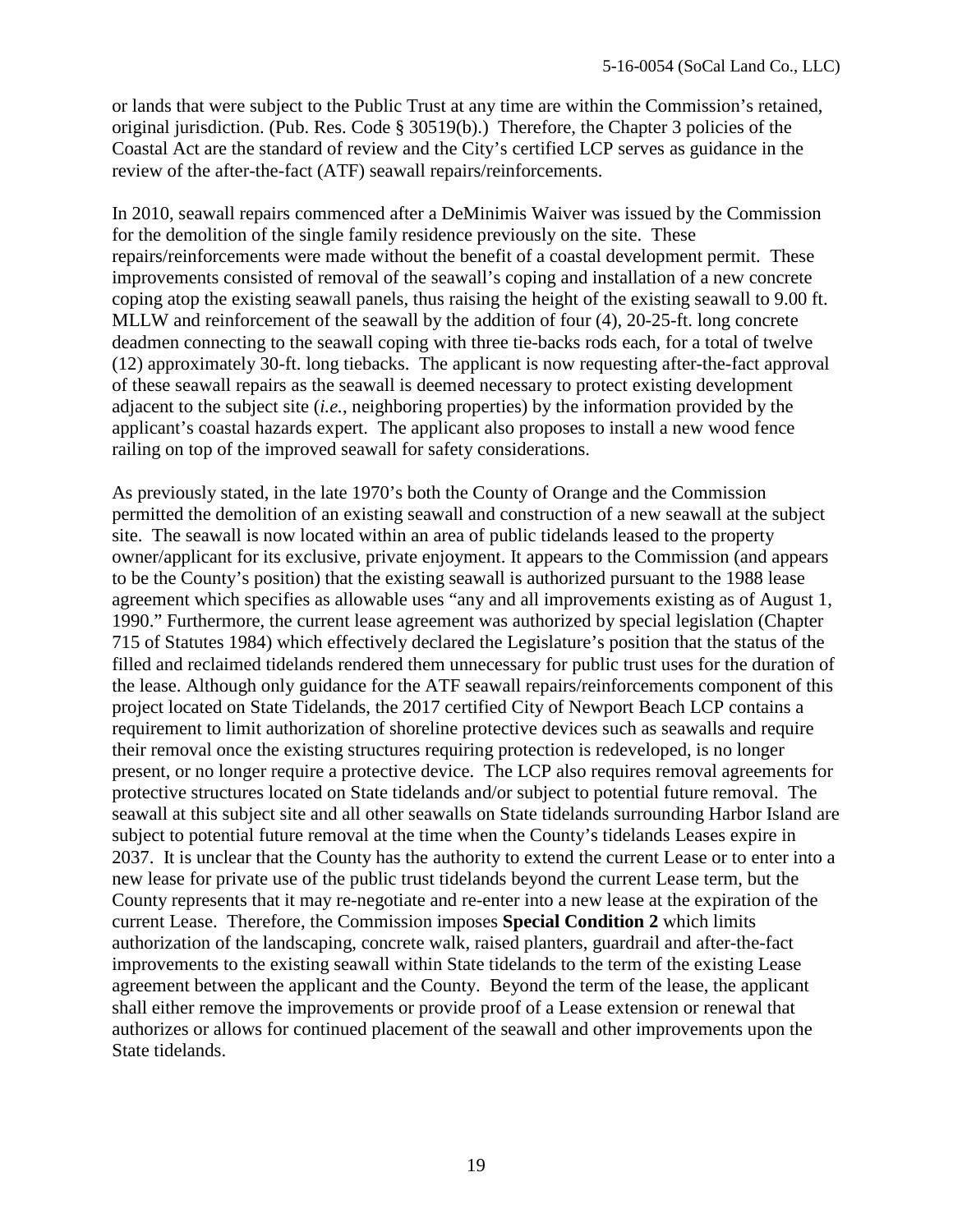or lands that were subject to the Public Trust at any time are within the Commission's retained, original jurisdiction. (Pub. Res. Code § 30519(b).) Therefore, the Chapter 3 policies of the Coastal Act are the standard of review and the City's certified LCP serves as guidance in the review of the after-the-fact (ATF) seawall repairs/reinforcements.

In 2010, seawall repairs commenced after a DeMinimis Waiver was issued by the Commission for the demolition of the single family residence previously on the site. These repairs/reinforcements were made without the benefit of a coastal development permit. These improvements consisted of removal of the seawall's coping and installation of a new concrete coping atop the existing seawall panels, thus raising the height of the existing seawall to 9.00 ft. MLLW and reinforcement of the seawall by the addition of four (4), 20-25-ft. long concrete deadmen connecting to the seawall coping with three tie-backs rods each, for a total of twelve (12) approximately 30-ft. long tiebacks. The applicant is now requesting after-the-fact approval of these seawall repairs as the seawall is deemed necessary to protect existing development adjacent to the subject site (*i.e.*, neighboring properties) by the information provided by the applicant's coastal hazards expert. The applicant also proposes to install a new wood fence railing on top of the improved seawall for safety considerations.

As previously stated, in the late 1970's both the County of Orange and the Commission permitted the demolition of an existing seawall and construction of a new seawall at the subject site. The seawall is now located within an area of public tidelands leased to the property owner/applicant for its exclusive, private enjoyment. It appears to the Commission (and appears to be the County's position) that the existing seawall is authorized pursuant to the 1988 lease agreement which specifies as allowable uses "any and all improvements existing as of August 1, 1990." Furthermore, the current lease agreement was authorized by special legislation (Chapter 715 of Statutes 1984) which effectively declared the Legislature's position that the status of the filled and reclaimed tidelands rendered them unnecessary for public trust uses for the duration of the lease. Although only guidance for the ATF seawall repairs/reinforcements component of this project located on State Tidelands, the 2017 certified City of Newport Beach LCP contains a requirement to limit authorization of shoreline protective devices such as seawalls and require their removal once the existing structures requiring protection is redeveloped, is no longer present, or no longer require a protective device. The LCP also requires removal agreements for protective structures located on State tidelands and/or subject to potential future removal. The seawall at this subject site and all other seawalls on State tidelands surrounding Harbor Island are subject to potential future removal at the time when the County's tidelands Leases expire in 2037. It is unclear that the County has the authority to extend the current Lease or to enter into a new lease for private use of the public trust tidelands beyond the current Lease term, but the County represents that it may re-negotiate and re-enter into a new lease at the expiration of the current Lease. Therefore, the Commission imposes **Special Condition 2** which limits authorization of the landscaping, concrete walk, raised planters, guardrail and after-the-fact improvements to the existing seawall within State tidelands to the term of the existing Lease agreement between the applicant and the County. Beyond the term of the lease, the applicant shall either remove the improvements or provide proof of a Lease extension or renewal that authorizes or allows for continued placement of the seawall and other improvements upon the State tidelands.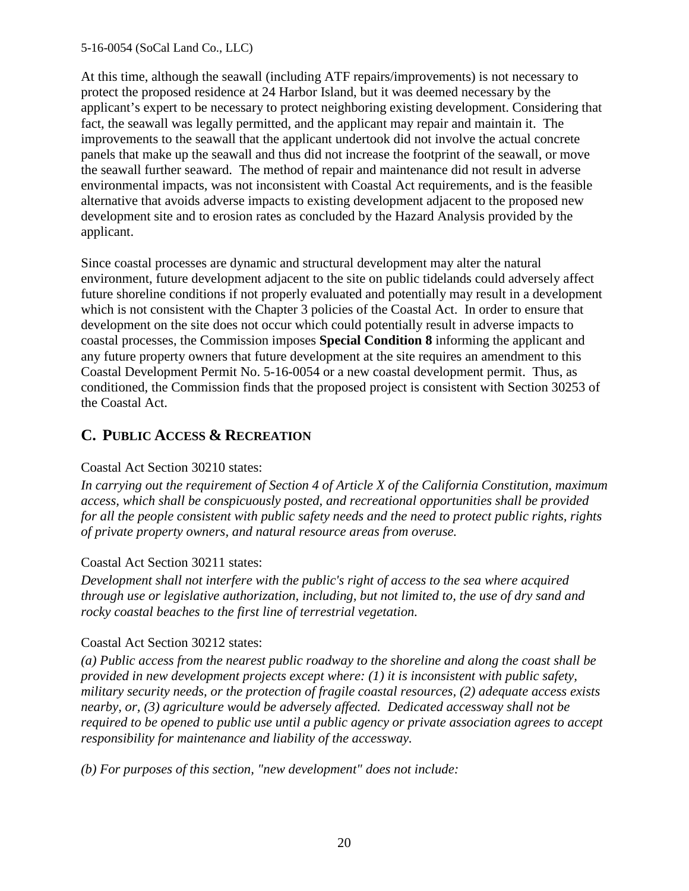At this time, although the seawall (including ATF repairs/improvements) is not necessary to protect the proposed residence at 24 Harbor Island, but it was deemed necessary by the applicant's expert to be necessary to protect neighboring existing development. Considering that fact, the seawall was legally permitted, and the applicant may repair and maintain it. The improvements to the seawall that the applicant undertook did not involve the actual concrete panels that make up the seawall and thus did not increase the footprint of the seawall, or move the seawall further seaward. The method of repair and maintenance did not result in adverse environmental impacts, was not inconsistent with Coastal Act requirements, and is the feasible alternative that avoids adverse impacts to existing development adjacent to the proposed new development site and to erosion rates as concluded by the Hazard Analysis provided by the applicant.

Since coastal processes are dynamic and structural development may alter the natural environment, future development adjacent to the site on public tidelands could adversely affect future shoreline conditions if not properly evaluated and potentially may result in a development which is not consistent with the Chapter 3 policies of the Coastal Act. In order to ensure that development on the site does not occur which could potentially result in adverse impacts to coastal processes, the Commission imposes **Special Condition 8** informing the applicant and any future property owners that future development at the site requires an amendment to this Coastal Development Permit No. 5-16-0054 or a new coastal development permit. Thus, as conditioned, the Commission finds that the proposed project is consistent with Section 30253 of the Coastal Act.

## C. PUBLIC ACCESS & RECREATION

Coastal Act Section 30210 states:

*In carrying out the requirement of Section 4 of Article X of the California Constitution, maximum access, which shall be conspicuously posted, and recreational opportunities shall be provided for all the people consistent with public safety needs and the need to protect public rights, rights of private property owners, and natural resource areas from overuse.*

Coastal Act Section 30211 states:

*Development shall not interfere with the public's right of access to the sea where acquired through use or legislative authorization, including, but not limited to, the use of dry sand and rocky coastal beaches to the first line of terrestrial vegetation.*

Coastal Act Section 30212 states:

*(a) Public access from the nearest public roadway to the shoreline and along the coast shall be provided in new development projects except where: (1) it is inconsistent with public safety, military security needs, or the protection of fragile coastal resources, (2) adequate access exists nearby, or, (3) agriculture would be adversely affected. Dedicated accessway shall not be required to be opened to public use until a public agency or private association agrees to accept responsibility for maintenance and liability of the accessway.*

*(b) For purposes of this section, "new development" does not include:*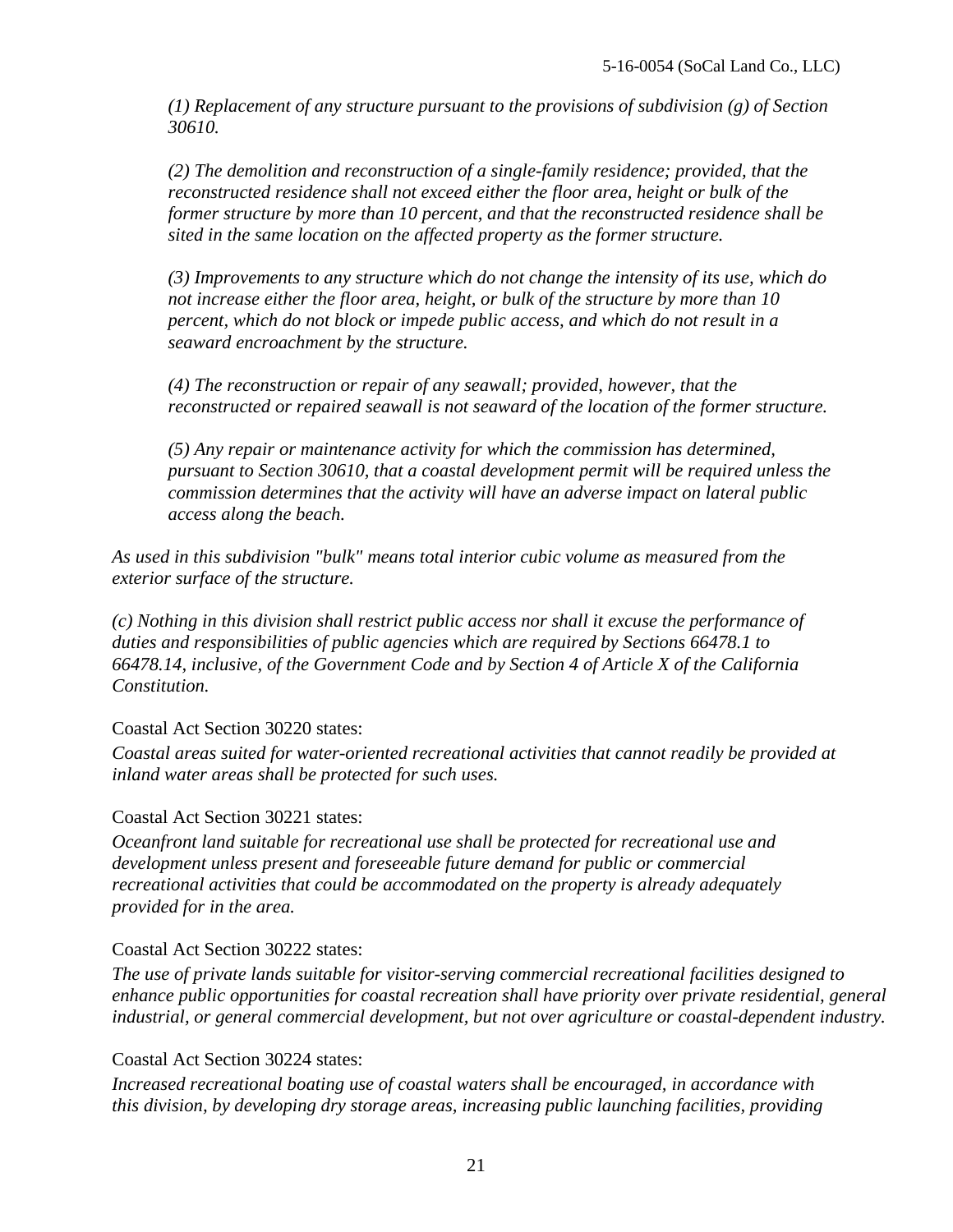*(1) Replacement of any structure pursuant to the provisions of subdivision (g) of Section 30610.*

*(2) The demolition and reconstruction of a single-family residence; provided, that the reconstructed residence shall not exceed either the floor area, height or bulk of the former structure by more than 10 percent, and that the reconstructed residence shall be sited in the same location on the affected property as the former structure.*

*(3) Improvements to any structure which do not change the intensity of its use, which do not increase either the floor area, height, or bulk of the structure by more than 10 percent, which do not block or impede public access, and which do not result in a seaward encroachment by the structure.*

*(4) The reconstruction or repair of any seawall; provided, however, that the reconstructed or repaired seawall is not seaward of the location of the former structure.*

*(5) Any repair or maintenance activity for which the commission has determined, pursuant to Section 30610, that a coastal development permit will be required unless the commission determines that the activity will have an adverse impact on lateral public access along the beach.*

*As used in this subdivision "bulk" means total interior cubic volume as measured from the exterior surface of the structure.*

*(c) Nothing in this division shall restrict public access nor shall it excuse the performance of duties and responsibilities of public agencies which are required by Sections 66478.1 to 66478.14, inclusive, of the Government Code and by Section 4 of Article X of the California Constitution.*

Coastal Act Section 30220 states:

*Coastal areas suited for water-oriented recreational activities that cannot readily be provided at inland water areas shall be protected for such uses.*

Coastal Act Section 30221 states:

*Oceanfront land suitable for recreational use shall be protected for recreational use and development unless present and foreseeable future demand for public or commercial recreational activities that could be accommodated on the property is already adequately provided for in the area.*

Coastal Act Section 30222 states:

*The use of private lands suitable for visitor-serving commercial recreational facilities designed to enhance public opportunities for coastal recreation shall have priority over private residential, general industrial, or general commercial development, but not over agriculture or coastal-dependent industry.*

Coastal Act Section 30224 states:

*Increased recreational boating use of coastal waters shall be encouraged, in accordance with this division, by developing dry storage areas, increasing public launching facilities, providing*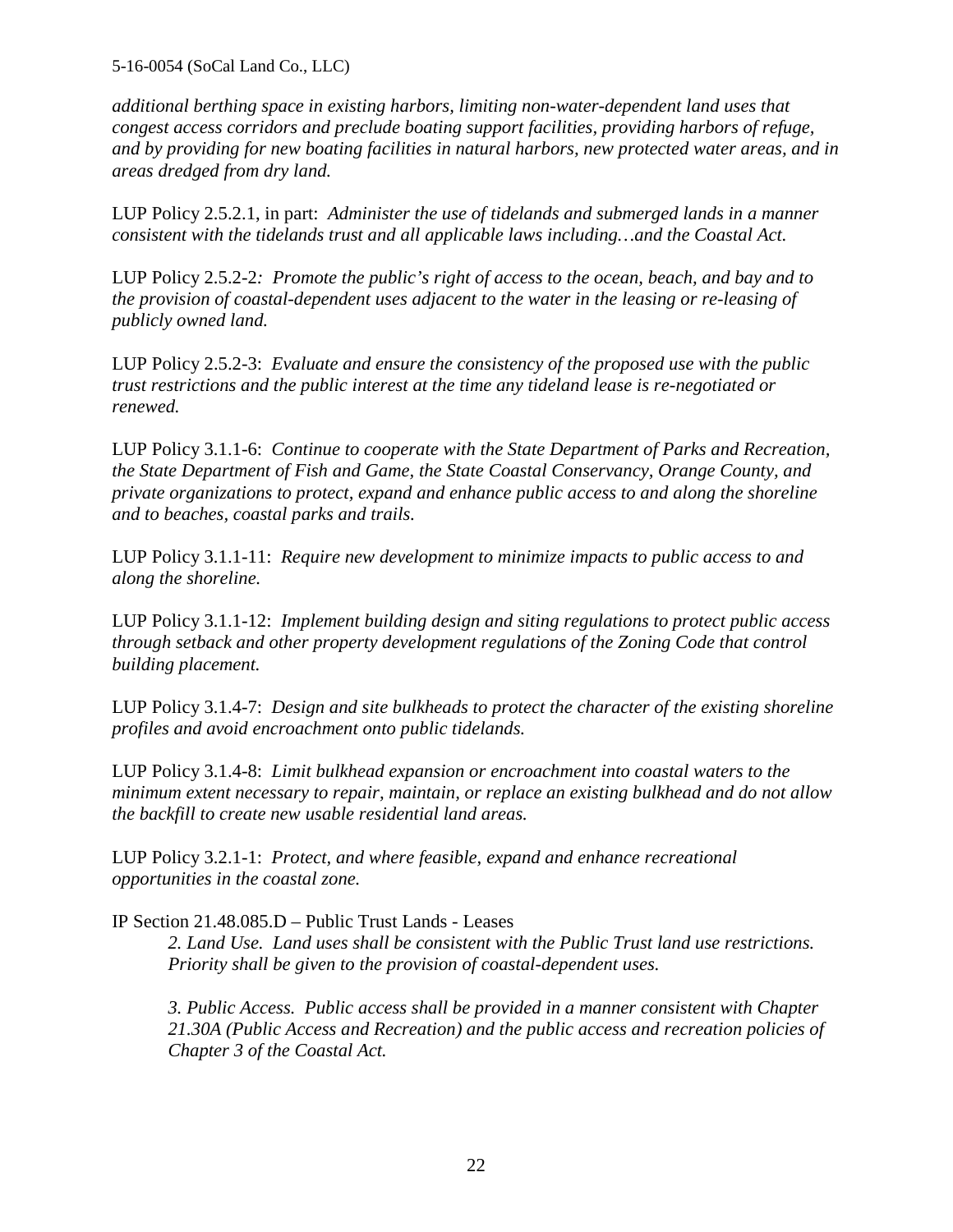*additional berthing space in existing harbors, limiting non-water-dependent land uses that congest access corridors and preclude boating support facilities, providing harbors of refuge, and by providing for new boating facilities in natural harbors, new protected water areas, and in areas dredged from dry land.*

LUP Policy 2.5.2.1, in part: *Administer the use of tidelands and submerged lands in a manner consistent with the tidelands trust and all applicable laws including…and the Coastal Act.*

LUP Policy 2.5.2-2*: Promote the public's right of access to the ocean, beach, and bay and to the provision of coastal-dependent uses adjacent to the water in the leasing or re-leasing of publicly owned land.*

LUP Policy 2.5.2-3: *Evaluate and ensure the consistency of the proposed use with the public trust restrictions and the public interest at the time any tideland lease is re-negotiated or renewed.*

LUP Policy 3.1.1-6: *Continue to cooperate with the State Department of Parks and Recreation, the State Department of Fish and Game, the State Coastal Conservancy, Orange County, and private organizations to protect, expand and enhance public access to and along the shoreline and to beaches, coastal parks and trails.*

LUP Policy 3.1.1-11: *Require new development to minimize impacts to public access to and along the shoreline.*

LUP Policy 3.1.1-12: *Implement building design and siting regulations to protect public access through setback and other property development regulations of the Zoning Code that control building placement.*

LUP Policy 3.1.4-7: *Design and site bulkheads to protect the character of the existing shoreline profiles and avoid encroachment onto public tidelands.*

LUP Policy 3.1.4-8: *Limit bulkhead expansion or encroachment into coastal waters to the minimum extent necessary to repair, maintain, or replace an existing bulkhead and do not allow the backfill to create new usable residential land areas.*

LUP Policy 3.2.1-1: *Protect, and where feasible, expand and enhance recreational opportunities in the coastal zone.*

IP Section 21.48.085.D – Public Trust Lands - Leases

> *2. Land Use. Land uses shall be consistent with the Public Trust land use restrictions. Priority shall be given to the provision of coastal-dependent uses.*
>
> *3. Public Access. Public access shall be provided in a manner consistent with Chapter 21.30A (Public Access and Recreation) and the public access and recreation policies of Chapter 3 of the Coastal Act.*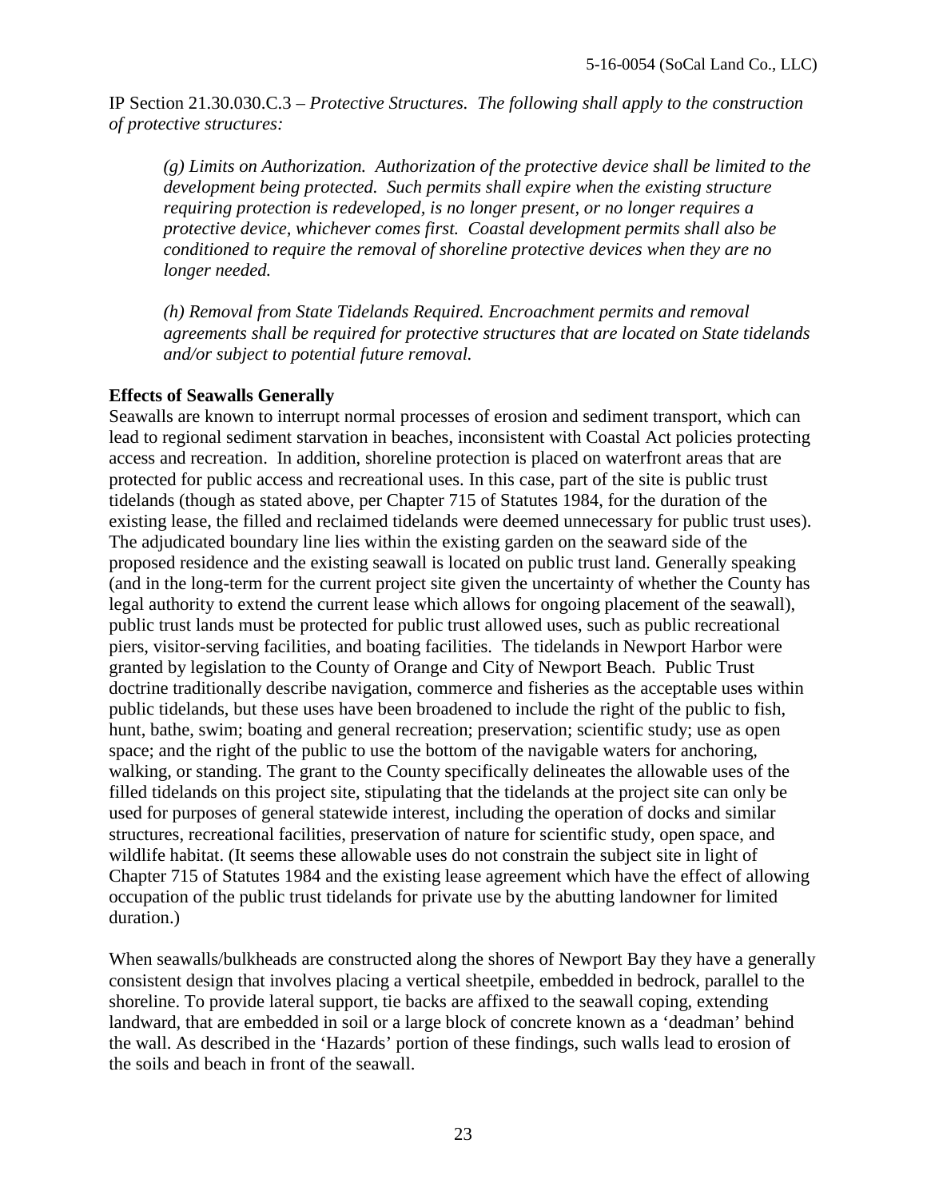IP Section 21.30.030.C.3 – *Protective Structures. The following shall apply to the construction of protective structures:*

> *(g) Limits on Authorization. Authorization of the protective device shall be limited to the development being protected. Such permits shall expire when the existing structure requiring protection is redeveloped, is no longer present, or no longer requires a protective device, whichever comes first. Coastal development permits shall also be conditioned to require the removal of shoreline protective devices when they are no longer needed.*
>
> *(h) Removal from State Tidelands Required. Encroachment permits and removal agreements shall be required for protective structures that are located on State tidelands and/or subject to potential future removal.*

**Effects of Seawalls Generally**

Seawalls are known to interrupt normal processes of erosion and sediment transport, which can lead to regional sediment starvation in beaches, inconsistent with Coastal Act policies protecting access and recreation. In addition, shoreline protection is placed on waterfront areas that are protected for public access and recreational uses. In this case, part of the site is public trust tidelands (though as stated above, per Chapter 715 of Statutes 1984, for the duration of the existing lease, the filled and reclaimed tidelands were deemed unnecessary for public trust uses). The adjudicated boundary line lies within the existing garden on the seaward side of the proposed residence and the existing seawall is located on public trust land. Generally speaking (and in the long-term for the current project site given the uncertainty of whether the County has legal authority to extend the current lease which allows for ongoing placement of the seawall), public trust lands must be protected for public trust allowed uses, such as public recreational piers, visitor-serving facilities, and boating facilities. The tidelands in Newport Harbor were granted by legislation to the County of Orange and City of Newport Beach. Public Trust doctrine traditionally describe navigation, commerce and fisheries as the acceptable uses within public tidelands, but these uses have been broadened to include the right of the public to fish, hunt, bathe, swim; boating and general recreation; preservation; scientific study; use as open space; and the right of the public to use the bottom of the navigable waters for anchoring, walking, or standing. The grant to the County specifically delineates the allowable uses of the filled tidelands on this project site, stipulating that the tidelands at the project site can only be used for purposes of general statewide interest, including the operation of docks and similar structures, recreational facilities, preservation of nature for scientific study, open space, and wildlife habitat. (It seems these allowable uses do not constrain the subject site in light of Chapter 715 of Statutes 1984 and the existing lease agreement which have the effect of allowing occupation of the public trust tidelands for private use by the abutting landowner for limited duration.)

When seawalls/bulkheads are constructed along the shores of Newport Bay they have a generally consistent design that involves placing a vertical sheetpile, embedded in bedrock, parallel to the shoreline. To provide lateral support, tie backs are affixed to the seawall coping, extending landward, that are embedded in soil or a large block of concrete known as a 'deadman' behind the wall. As described in the 'Hazards' portion of these findings, such walls lead to erosion of the soils and beach in front of the seawall.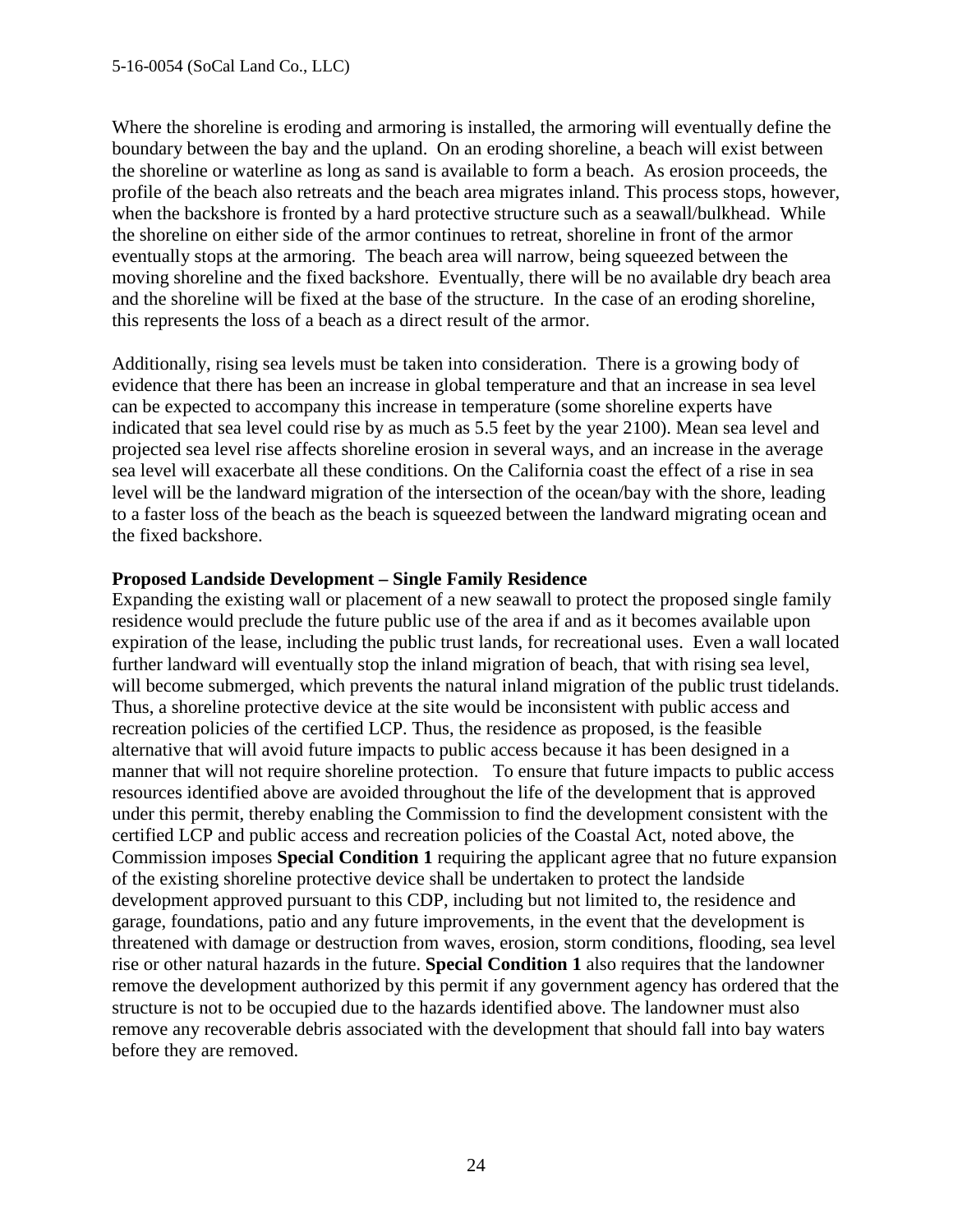Where the shoreline is eroding and armoring is installed, the armoring will eventually define the boundary between the bay and the upland. On an eroding shoreline, a beach will exist between the shoreline or waterline as long as sand is available to form a beach. As erosion proceeds, the profile of the beach also retreats and the beach area migrates inland. This process stops, however, when the backshore is fronted by a hard protective structure such as a seawall/bulkhead. While the shoreline on either side of the armor continues to retreat, shoreline in front of the armor eventually stops at the armoring. The beach area will narrow, being squeezed between the moving shoreline and the fixed backshore. Eventually, there will be no available dry beach area and the shoreline will be fixed at the base of the structure. In the case of an eroding shoreline, this represents the loss of a beach as a direct result of the armor.

Additionally, rising sea levels must be taken into consideration. There is a growing body of evidence that there has been an increase in global temperature and that an increase in sea level can be expected to accompany this increase in temperature (some shoreline experts have indicated that sea level could rise by as much as 5.5 feet by the year 2100). Mean sea level and projected sea level rise affects shoreline erosion in several ways, and an increase in the average sea level will exacerbate all these conditions. On the California coast the effect of a rise in sea level will be the landward migration of the intersection of the ocean/bay with the shore, leading to a faster loss of the beach as the beach is squeezed between the landward migrating ocean and the fixed backshore.

**Proposed Landside Development – Single Family Residence**

Expanding the existing wall or placement of a new seawall to protect the proposed single family residence would preclude the future public use of the area if and as it becomes available upon expiration of the lease, including the public trust lands, for recreational uses. Even a wall located further landward will eventually stop the inland migration of beach, that with rising sea level, will become submerged, which prevents the natural inland migration of the public trust tidelands. Thus, a shoreline protective device at the site would be inconsistent with public access and recreation policies of the certified LCP. Thus, the residence as proposed, is the feasible alternative that will avoid future impacts to public access because it has been designed in a manner that will not require shoreline protection. To ensure that future impacts to public access resources identified above are avoided throughout the life of the development that is approved under this permit, thereby enabling the Commission to find the development consistent with the certified LCP and public access and recreation policies of the Coastal Act, noted above, the Commission imposes **Special Condition 1** requiring the applicant agree that no future expansion of the existing shoreline protective device shall be undertaken to protect the landside development approved pursuant to this CDP, including but not limited to, the residence and garage, foundations, patio and any future improvements, in the event that the development is threatened with damage or destruction from waves, erosion, storm conditions, flooding, sea level rise or other natural hazards in the future. **Special Condition 1** also requires that the landowner remove the development authorized by this permit if any government agency has ordered that the structure is not to be occupied due to the hazards identified above. The landowner must also remove any recoverable debris associated with the development that should fall into bay waters before they are removed.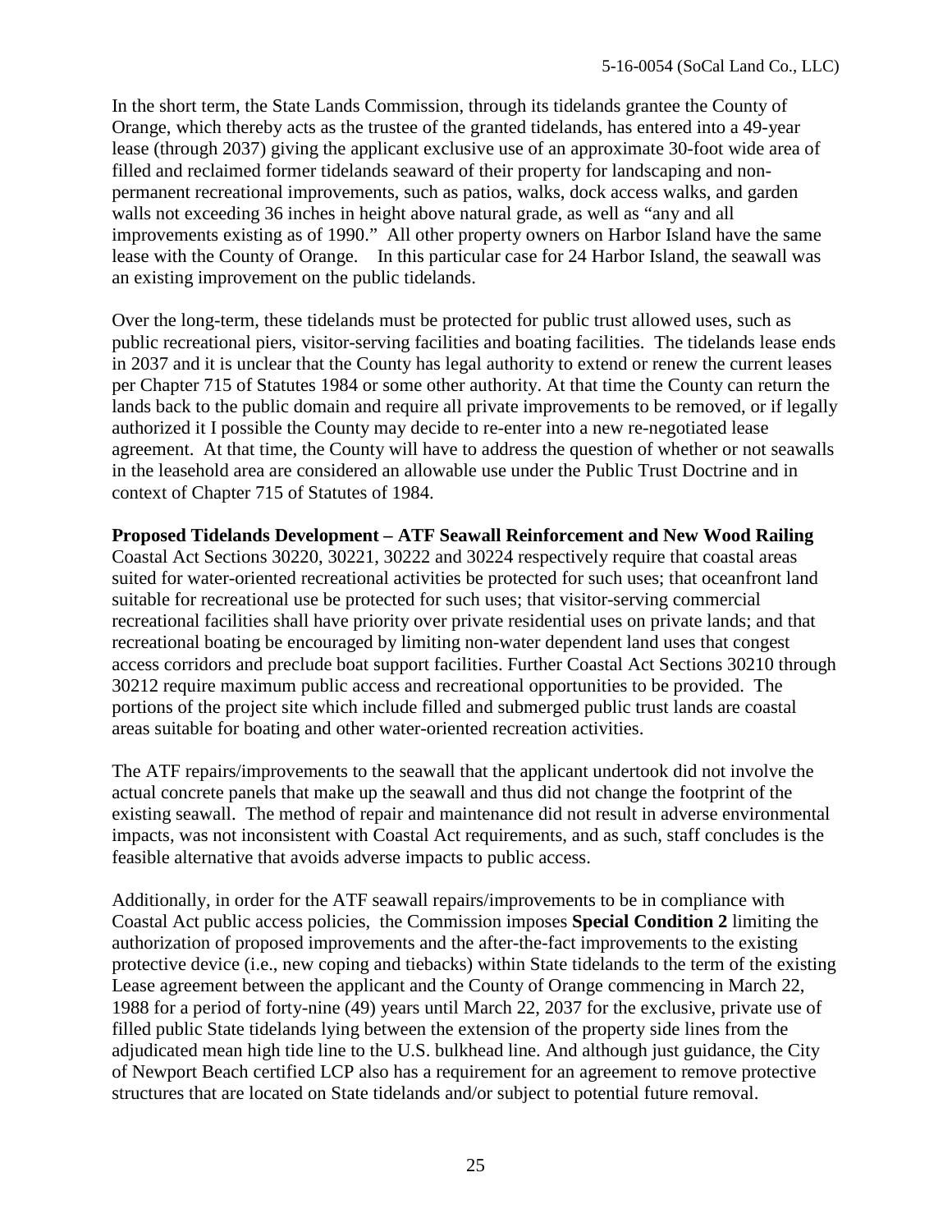In the short term, the State Lands Commission, through its tidelands grantee the County of Orange, which thereby acts as the trustee of the granted tidelands, has entered into a 49-year lease (through 2037) giving the applicant exclusive use of an approximate 30-foot wide area of filled and reclaimed former tidelands seaward of their property for landscaping and non-permanent recreational improvements, such as patios, walks, dock access walks, and garden walls not exceeding 36 inches in height above natural grade, as well as "any and all improvements existing as of 1990." All other property owners on Harbor Island have the same lease with the County of Orange. In this particular case for 24 Harbor Island, the seawall was an existing improvement on the public tidelands.

Over the long-term, these tidelands must be protected for public trust allowed uses, such as public recreational piers, visitor-serving facilities and boating facilities. The tidelands lease ends in 2037 and it is unclear that the County has legal authority to extend or renew the current leases per Chapter 715 of Statutes 1984 or some other authority. At that time the County can return the lands back to the public domain and require all private improvements to be removed, or if legally authorized it I possible the County may decide to re-enter into a new re-negotiated lease agreement. At that time, the County will have to address the question of whether or not seawalls in the leasehold area are considered an allowable use under the Public Trust Doctrine and in context of Chapter 715 of Statutes of 1984.

**Proposed Tidelands Development – ATF Seawall Reinforcement and New Wood Railing**
Coastal Act Sections 30220, 30221, 30222 and 30224 respectively require that coastal areas suited for water-oriented recreational activities be protected for such uses; that oceanfront land suitable for recreational use be protected for such uses; that visitor-serving commercial recreational facilities shall have priority over private residential uses on private lands; and that recreational boating be encouraged by limiting non-water dependent land uses that congest access corridors and preclude boat support facilities. Further Coastal Act Sections 30210 through 30212 require maximum public access and recreational opportunities to be provided. The portions of the project site which include filled and submerged public trust lands are coastal areas suitable for boating and other water-oriented recreation activities.

The ATF repairs/improvements to the seawall that the applicant undertook did not involve the actual concrete panels that make up the seawall and thus did not change the footprint of the existing seawall. The method of repair and maintenance did not result in adverse environmental impacts, was not inconsistent with Coastal Act requirements, and as such, staff concludes is the feasible alternative that avoids adverse impacts to public access.

Additionally, in order for the ATF seawall repairs/improvements to be in compliance with Coastal Act public access policies, the Commission imposes **Special Condition 2** limiting the authorization of proposed improvements and the after-the-fact improvements to the existing protective device (i.e., new coping and tiebacks) within State tidelands to the term of the existing Lease agreement between the applicant and the County of Orange commencing in March 22, 1988 for a period of forty-nine (49) years until March 22, 2037 for the exclusive, private use of filled public State tidelands lying between the extension of the property side lines from the adjudicated mean high tide line to the U.S. bulkhead line. And although just guidance, the City of Newport Beach certified LCP also has a requirement for an agreement to remove protective structures that are located on State tidelands and/or subject to potential future removal.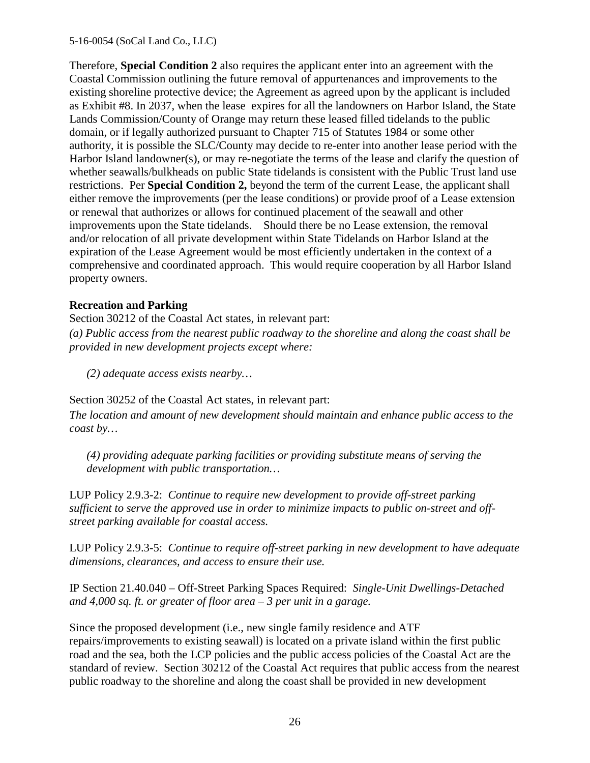Therefore, **Special Condition 2** also requires the applicant enter into an agreement with the Coastal Commission outlining the future removal of appurtenances and improvements to the existing shoreline protective device; the Agreement as agreed upon by the applicant is included as Exhibit #8. In 2037, when the lease expires for all the landowners on Harbor Island, the State Lands Commission/County of Orange may return these leased filled tidelands to the public domain, or if legally authorized pursuant to Chapter 715 of Statutes 1984 or some other authority, it is possible the SLC/County may decide to re-enter into another lease period with the Harbor Island landowner(s), or may re-negotiate the terms of the lease and clarify the question of whether seawalls/bulkheads on public State tidelands is consistent with the Public Trust land use restrictions. Per **Special Condition 2,** beyond the term of the current Lease, the applicant shall either remove the improvements (per the lease conditions) or provide proof of a Lease extension or renewal that authorizes or allows for continued placement of the seawall and other improvements upon the State tidelands. Should there be no Lease extension, the removal and/or relocation of all private development within State Tidelands on Harbor Island at the expiration of the Lease Agreement would be most efficiently undertaken in the context of a comprehensive and coordinated approach. This would require cooperation by all Harbor Island property owners.

**Recreation and Parking**

Section 30212 of the Coastal Act states, in relevant part:

*(a) Public access from the nearest public roadway to the shoreline and along the coast shall be provided in new development projects except where:*

> *(2) adequate access exists nearby…*

Section 30252 of the Coastal Act states, in relevant part:

*The location and amount of new development should maintain and enhance public access to the coast by…*

> *(4) providing adequate parking facilities or providing substitute means of serving the development with public transportation…*

LUP Policy 2.9.3-2: *Continue to require new development to provide off-street parking sufficient to serve the approved use in order to minimize impacts to public on-street and off-street parking available for coastal access.*

LUP Policy 2.9.3-5: *Continue to require off-street parking in new development to have adequate dimensions, clearances, and access to ensure their use.*

IP Section 21.40.040 – Off-Street Parking Spaces Required: *Single-Unit Dwellings-Detached and 4,000 sq. ft. or greater of floor area – 3 per unit in a garage.*

Since the proposed development (i.e., new single family residence and ATF repairs/improvements to existing seawall) is located on a private island within the first public road and the sea, both the LCP policies and the public access policies of the Coastal Act are the standard of review. Section 30212 of the Coastal Act requires that public access from the nearest public roadway to the shoreline and along the coast shall be provided in new development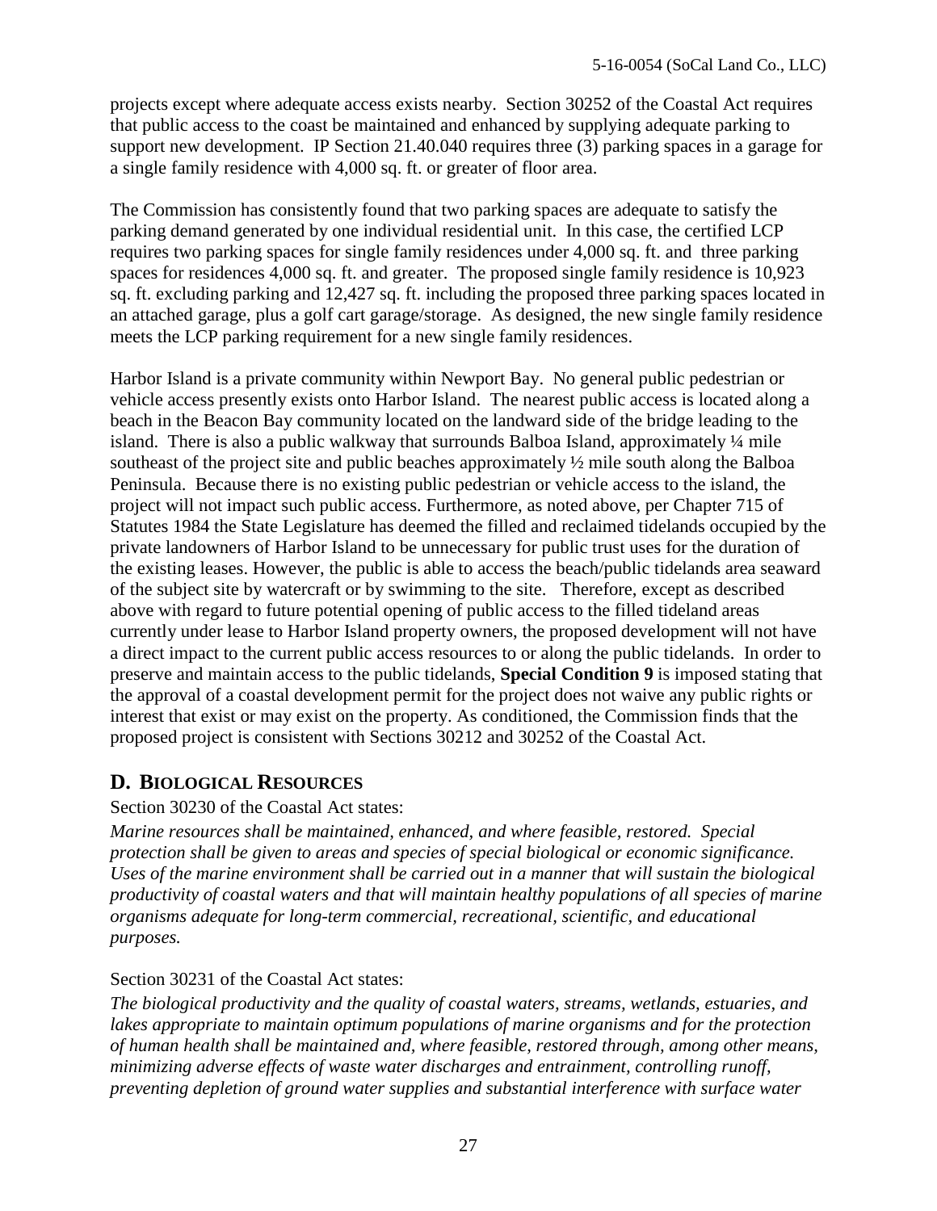projects except where adequate access exists nearby. Section 30252 of the Coastal Act requires that public access to the coast be maintained and enhanced by supplying adequate parking to support new development. IP Section 21.40.040 requires three (3) parking spaces in a garage for a single family residence with 4,000 sq. ft. or greater of floor area.

The Commission has consistently found that two parking spaces are adequate to satisfy the parking demand generated by one individual residential unit. In this case, the certified LCP requires two parking spaces for single family residences under 4,000 sq. ft. and three parking spaces for residences 4,000 sq. ft. and greater. The proposed single family residence is 10,923 sq. ft. excluding parking and 12,427 sq. ft. including the proposed three parking spaces located in an attached garage, plus a golf cart garage/storage. As designed, the new single family residence meets the LCP parking requirement for a new single family residences.

Harbor Island is a private community within Newport Bay. No general public pedestrian or vehicle access presently exists onto Harbor Island. The nearest public access is located along a beach in the Beacon Bay community located on the landward side of the bridge leading to the island. There is also a public walkway that surrounds Balboa Island, approximately ¼ mile southeast of the project site and public beaches approximately ½ mile south along the Balboa Peninsula. Because there is no existing public pedestrian or vehicle access to the island, the project will not impact such public access. Furthermore, as noted above, per Chapter 715 of Statutes 1984 the State Legislature has deemed the filled and reclaimed tidelands occupied by the private landowners of Harbor Island to be unnecessary for public trust uses for the duration of the existing leases. However, the public is able to access the beach/public tidelands area seaward of the subject site by watercraft or by swimming to the site. Therefore, except as described above with regard to future potential opening of public access to the filled tideland areas currently under lease to Harbor Island property owners, the proposed development will not have a direct impact to the current public access resources to or along the public tidelands. In order to preserve and maintain access to the public tidelands, **Special Condition 9** is imposed stating that the approval of a coastal development permit for the project does not waive any public rights or interest that exist or may exist on the property. As conditioned, the Commission finds that the proposed project is consistent with Sections 30212 and 30252 of the Coastal Act.

## D. Biological Resources

Section 30230 of the Coastal Act states:

*Marine resources shall be maintained, enhanced, and where feasible, restored. Special protection shall be given to areas and species of special biological or economic significance. Uses of the marine environment shall be carried out in a manner that will sustain the biological productivity of coastal waters and that will maintain healthy populations of all species of marine organisms adequate for long-term commercial, recreational, scientific, and educational purposes.*

Section 30231 of the Coastal Act states:

*The biological productivity and the quality of coastal waters, streams, wetlands, estuaries, and lakes appropriate to maintain optimum populations of marine organisms and for the protection of human health shall be maintained and, where feasible, restored through, among other means, minimizing adverse effects of waste water discharges and entrainment, controlling runoff, preventing depletion of ground water supplies and substantial interference with surface water*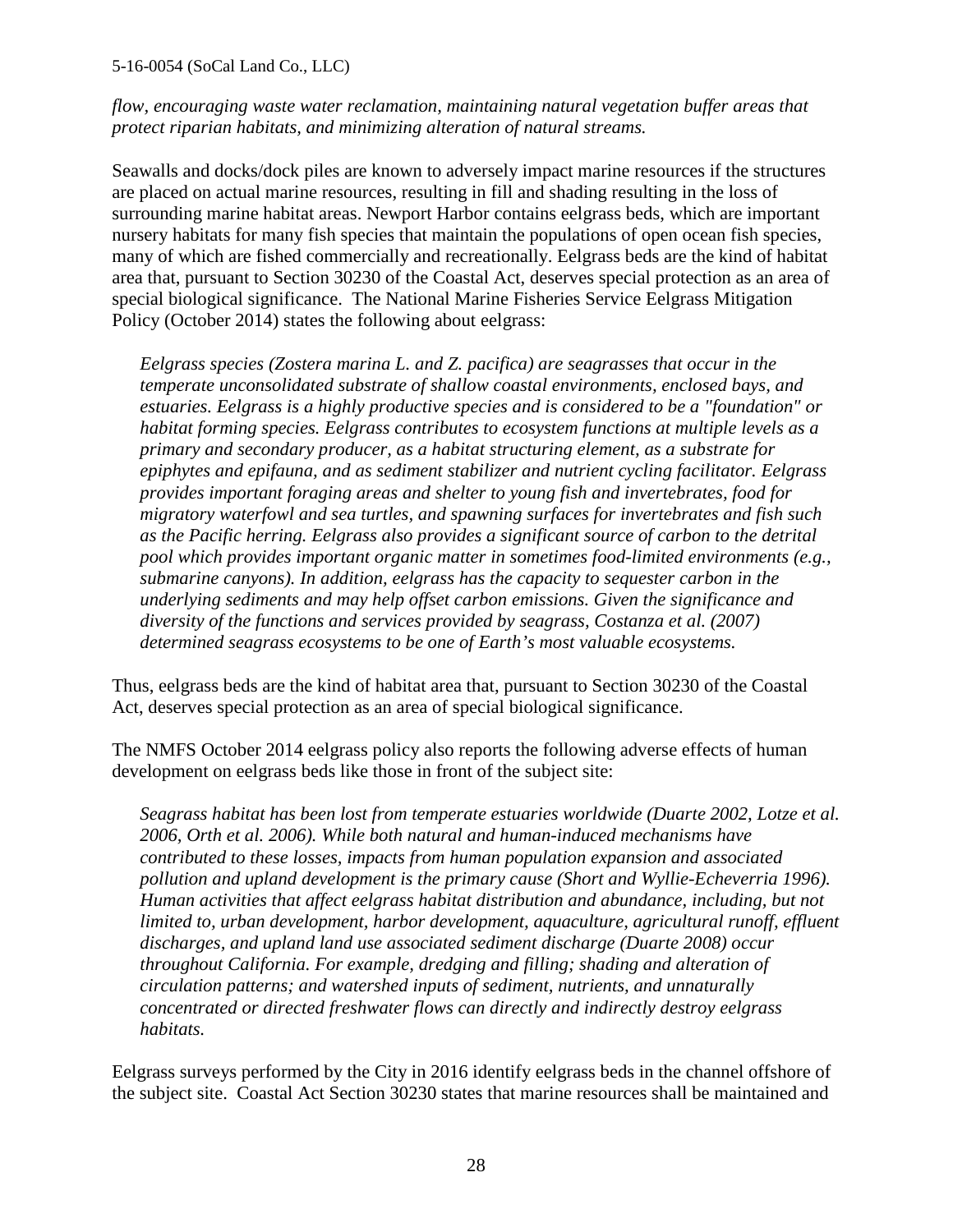*flow, encouraging waste water reclamation, maintaining natural vegetation buffer areas that protect riparian habitats, and minimizing alteration of natural streams.*

Seawalls and docks/dock piles are known to adversely impact marine resources if the structures are placed on actual marine resources, resulting in fill and shading resulting in the loss of surrounding marine habitat areas. Newport Harbor contains eelgrass beds, which are important nursery habitats for many fish species that maintain the populations of open ocean fish species, many of which are fished commercially and recreationally. Eelgrass beds are the kind of habitat area that, pursuant to Section 30230 of the Coastal Act, deserves special protection as an area of special biological significance. The National Marine Fisheries Service Eelgrass Mitigation Policy (October 2014) states the following about eelgrass:

> *Eelgrass species (Zostera marina L. and Z. pacifica) are seagrasses that occur in the temperate unconsolidated substrate of shallow coastal environments, enclosed bays, and estuaries. Eelgrass is a highly productive species and is considered to be a "foundation" or habitat forming species. Eelgrass contributes to ecosystem functions at multiple levels as a primary and secondary producer, as a habitat structuring element, as a substrate for epiphytes and epifauna, and as sediment stabilizer and nutrient cycling facilitator. Eelgrass provides important foraging areas and shelter to young fish and invertebrates, food for migratory waterfowl and sea turtles, and spawning surfaces for invertebrates and fish such as the Pacific herring. Eelgrass also provides a significant source of carbon to the detrital pool which provides important organic matter in sometimes food-limited environments (e.g., submarine canyons). In addition, eelgrass has the capacity to sequester carbon in the underlying sediments and may help offset carbon emissions. Given the significance and diversity of the functions and services provided by seagrass, Costanza et al. (2007) determined seagrass ecosystems to be one of Earth's most valuable ecosystems.*

Thus, eelgrass beds are the kind of habitat area that, pursuant to Section 30230 of the Coastal Act, deserves special protection as an area of special biological significance.

The NMFS October 2014 eelgrass policy also reports the following adverse effects of human development on eelgrass beds like those in front of the subject site:

> *Seagrass habitat has been lost from temperate estuaries worldwide (Duarte 2002, Lotze et al. 2006, Orth et al. 2006). While both natural and human-induced mechanisms have contributed to these losses, impacts from human population expansion and associated pollution and upland development is the primary cause (Short and Wyllie-Echeverria 1996). Human activities that affect eelgrass habitat distribution and abundance, including, but not limited to, urban development, harbor development, aquaculture, agricultural runoff, effluent discharges, and upland land use associated sediment discharge (Duarte 2008) occur throughout California. For example, dredging and filling; shading and alteration of circulation patterns; and watershed inputs of sediment, nutrients, and unnaturally concentrated or directed freshwater flows can directly and indirectly destroy eelgrass habitats.*

Eelgrass surveys performed by the City in 2016 identify eelgrass beds in the channel offshore of the subject site. Coastal Act Section 30230 states that marine resources shall be maintained and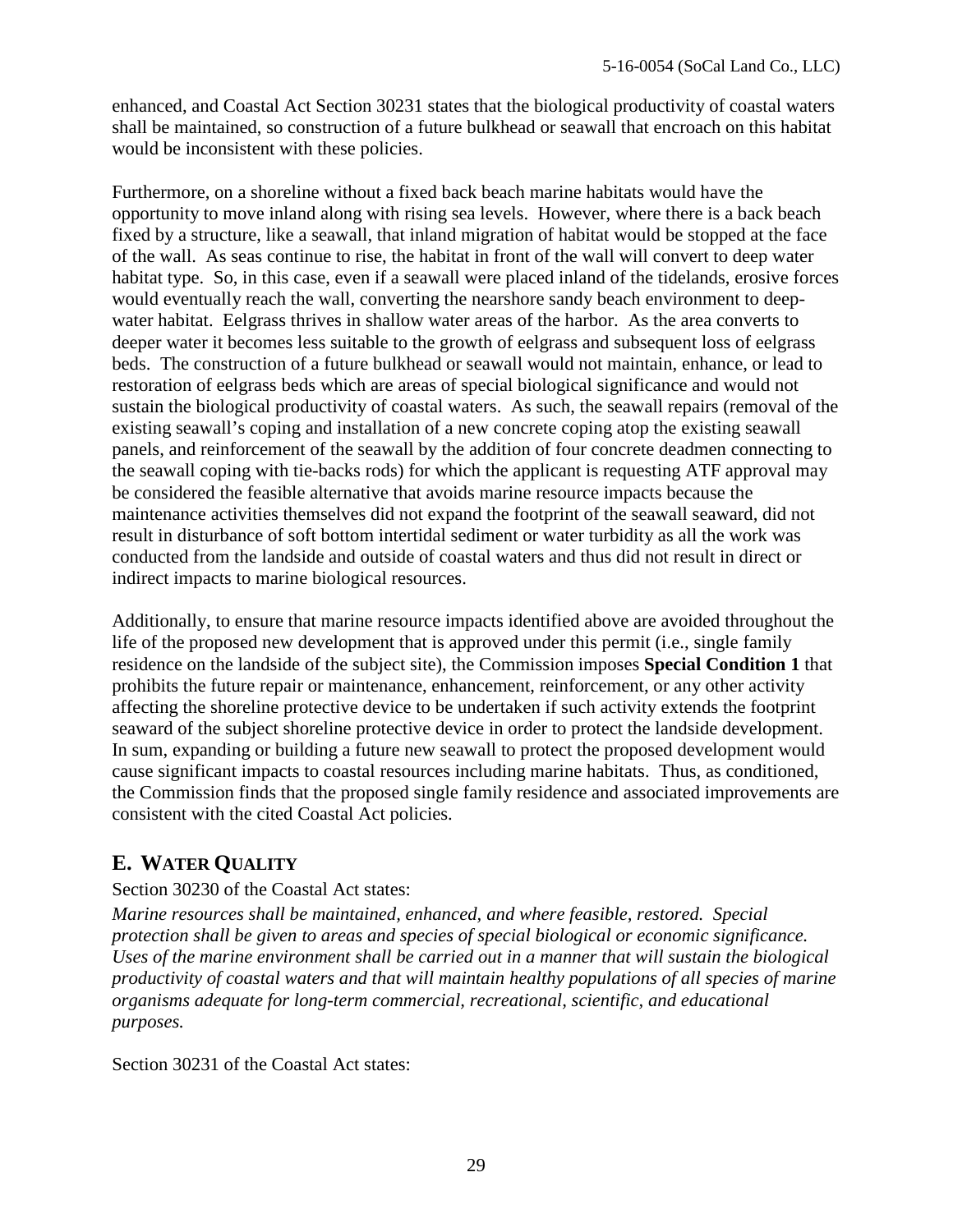enhanced, and Coastal Act Section 30231 states that the biological productivity of coastal waters shall be maintained, so construction of a future bulkhead or seawall that encroach on this habitat would be inconsistent with these policies.

Furthermore, on a shoreline without a fixed back beach marine habitats would have the opportunity to move inland along with rising sea levels. However, where there is a back beach fixed by a structure, like a seawall, that inland migration of habitat would be stopped at the face of the wall. As seas continue to rise, the habitat in front of the wall will convert to deep water habitat type. So, in this case, even if a seawall were placed inland of the tidelands, erosive forces would eventually reach the wall, converting the nearshore sandy beach environment to deep-water habitat. Eelgrass thrives in shallow water areas of the harbor. As the area converts to deeper water it becomes less suitable to the growth of eelgrass and subsequent loss of eelgrass beds. The construction of a future bulkhead or seawall would not maintain, enhance, or lead to restoration of eelgrass beds which are areas of special biological significance and would not sustain the biological productivity of coastal waters. As such, the seawall repairs (removal of the existing seawall's coping and installation of a new concrete coping atop the existing seawall panels, and reinforcement of the seawall by the addition of four concrete deadmen connecting to the seawall coping with tie-backs rods) for which the applicant is requesting ATF approval may be considered the feasible alternative that avoids marine resource impacts because the maintenance activities themselves did not expand the footprint of the seawall seaward, did not result in disturbance of soft bottom intertidal sediment or water turbidity as all the work was conducted from the landside and outside of coastal waters and thus did not result in direct or indirect impacts to marine biological resources.

Additionally, to ensure that marine resource impacts identified above are avoided throughout the life of the proposed new development that is approved under this permit (i.e., single family residence on the landside of the subject site), the Commission imposes **Special Condition 1** that prohibits the future repair or maintenance, enhancement, reinforcement, or any other activity affecting the shoreline protective device to be undertaken if such activity extends the footprint seaward of the subject shoreline protective device in order to protect the landside development. In sum, expanding or building a future new seawall to protect the proposed development would cause significant impacts to coastal resources including marine habitats. Thus, as conditioned, the Commission finds that the proposed single family residence and associated improvements are consistent with the cited Coastal Act policies.

## E. WATER QUALITY

Section 30230 of the Coastal Act states:

*Marine resources shall be maintained, enhanced, and where feasible, restored. Special protection shall be given to areas and species of special biological or economic significance. Uses of the marine environment shall be carried out in a manner that will sustain the biological productivity of coastal waters and that will maintain healthy populations of all species of marine organisms adequate for long-term commercial, recreational, scientific, and educational purposes.*

Section 30231 of the Coastal Act states: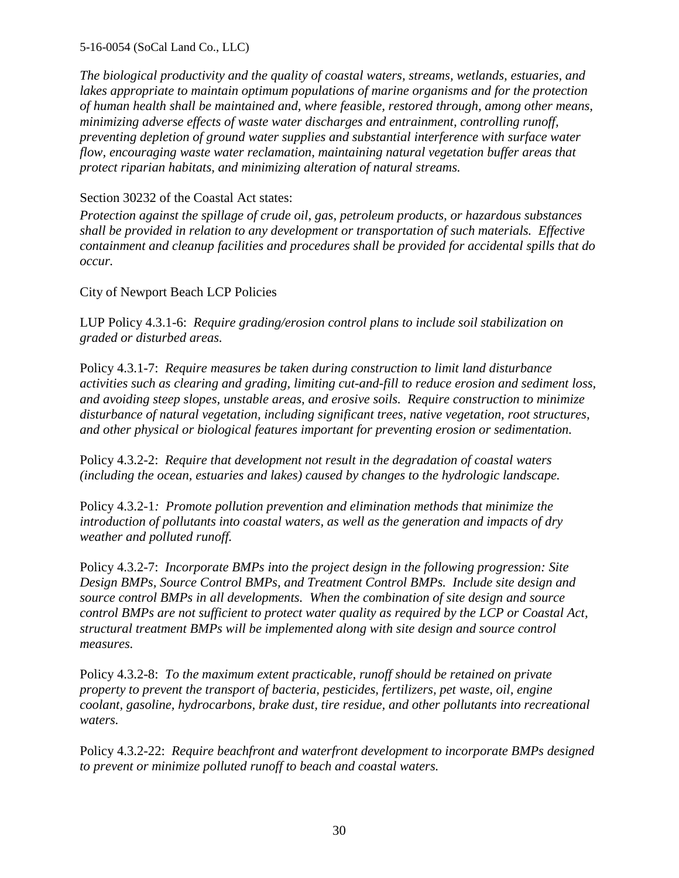*The biological productivity and the quality of coastal waters, streams, wetlands, estuaries, and lakes appropriate to maintain optimum populations of marine organisms and for the protection of human health shall be maintained and, where feasible, restored through, among other means, minimizing adverse effects of waste water discharges and entrainment, controlling runoff, preventing depletion of ground water supplies and substantial interference with surface water flow, encouraging waste water reclamation, maintaining natural vegetation buffer areas that protect riparian habitats, and minimizing alteration of natural streams.*

Section 30232 of the Coastal Act states:

*Protection against the spillage of crude oil, gas, petroleum products, or hazardous substances shall be provided in relation to any development or transportation of such materials. Effective containment and cleanup facilities and procedures shall be provided for accidental spills that do occur.*

City of Newport Beach LCP Policies

LUP Policy 4.3.1-6: *Require grading/erosion control plans to include soil stabilization on graded or disturbed areas.*

Policy 4.3.1-7: *Require measures be taken during construction to limit land disturbance activities such as clearing and grading, limiting cut-and-fill to reduce erosion and sediment loss, and avoiding steep slopes, unstable areas, and erosive soils. Require construction to minimize disturbance of natural vegetation, including significant trees, native vegetation, root structures, and other physical or biological features important for preventing erosion or sedimentation.*

Policy 4.3.2-2: *Require that development not result in the degradation of coastal waters (including the ocean, estuaries and lakes) caused by changes to the hydrologic landscape.*

Policy 4.3.2-1*: Promote pollution prevention and elimination methods that minimize the introduction of pollutants into coastal waters, as well as the generation and impacts of dry weather and polluted runoff.*

Policy 4.3.2-7: *Incorporate BMPs into the project design in the following progression: Site Design BMPs, Source Control BMPs, and Treatment Control BMPs. Include site design and source control BMPs in all developments. When the combination of site design and source control BMPs are not sufficient to protect water quality as required by the LCP or Coastal Act, structural treatment BMPs will be implemented along with site design and source control measures.*

Policy 4.3.2-8: *To the maximum extent practicable, runoff should be retained on private property to prevent the transport of bacteria, pesticides, fertilizers, pet waste, oil, engine coolant, gasoline, hydrocarbons, brake dust, tire residue, and other pollutants into recreational waters.*

Policy 4.3.2-22: *Require beachfront and waterfront development to incorporate BMPs designed to prevent or minimize polluted runoff to beach and coastal waters.*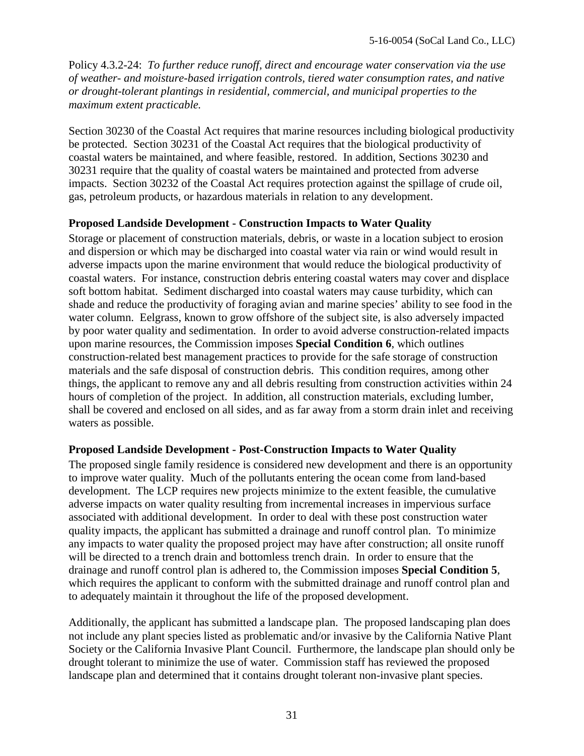Policy 4.3.2-24: *To further reduce runoff, direct and encourage water conservation via the use of weather- and moisture-based irrigation controls, tiered water consumption rates, and native or drought-tolerant plantings in residential, commercial, and municipal properties to the maximum extent practicable.*

Section 30230 of the Coastal Act requires that marine resources including biological productivity be protected. Section 30231 of the Coastal Act requires that the biological productivity of coastal waters be maintained, and where feasible, restored. In addition, Sections 30230 and 30231 require that the quality of coastal waters be maintained and protected from adverse impacts. Section 30232 of the Coastal Act requires protection against the spillage of crude oil, gas, petroleum products, or hazardous materials in relation to any development.

**Proposed Landside Development - Construction Impacts to Water Quality**

Storage or placement of construction materials, debris, or waste in a location subject to erosion and dispersion or which may be discharged into coastal water via rain or wind would result in adverse impacts upon the marine environment that would reduce the biological productivity of coastal waters. For instance, construction debris entering coastal waters may cover and displace soft bottom habitat. Sediment discharged into coastal waters may cause turbidity, which can shade and reduce the productivity of foraging avian and marine species' ability to see food in the water column. Eelgrass, known to grow offshore of the subject site, is also adversely impacted by poor water quality and sedimentation. In order to avoid adverse construction-related impacts upon marine resources, the Commission imposes **Special Condition 6**, which outlines construction-related best management practices to provide for the safe storage of construction materials and the safe disposal of construction debris. This condition requires, among other things, the applicant to remove any and all debris resulting from construction activities within 24 hours of completion of the project. In addition, all construction materials, excluding lumber, shall be covered and enclosed on all sides, and as far away from a storm drain inlet and receiving waters as possible.

**Proposed Landside Development - Post-Construction Impacts to Water Quality**

The proposed single family residence is considered new development and there is an opportunity to improve water quality. Much of the pollutants entering the ocean come from land-based development. The LCP requires new projects minimize to the extent feasible, the cumulative adverse impacts on water quality resulting from incremental increases in impervious surface associated with additional development. In order to deal with these post construction water quality impacts, the applicant has submitted a drainage and runoff control plan. To minimize any impacts to water quality the proposed project may have after construction; all onsite runoff will be directed to a trench drain and bottomless trench drain. In order to ensure that the drainage and runoff control plan is adhered to, the Commission imposes **Special Condition 5**, which requires the applicant to conform with the submitted drainage and runoff control plan and to adequately maintain it throughout the life of the proposed development.

Additionally, the applicant has submitted a landscape plan. The proposed landscaping plan does not include any plant species listed as problematic and/or invasive by the California Native Plant Society or the California Invasive Plant Council. Furthermore, the landscape plan should only be drought tolerant to minimize the use of water. Commission staff has reviewed the proposed landscape plan and determined that it contains drought tolerant non-invasive plant species.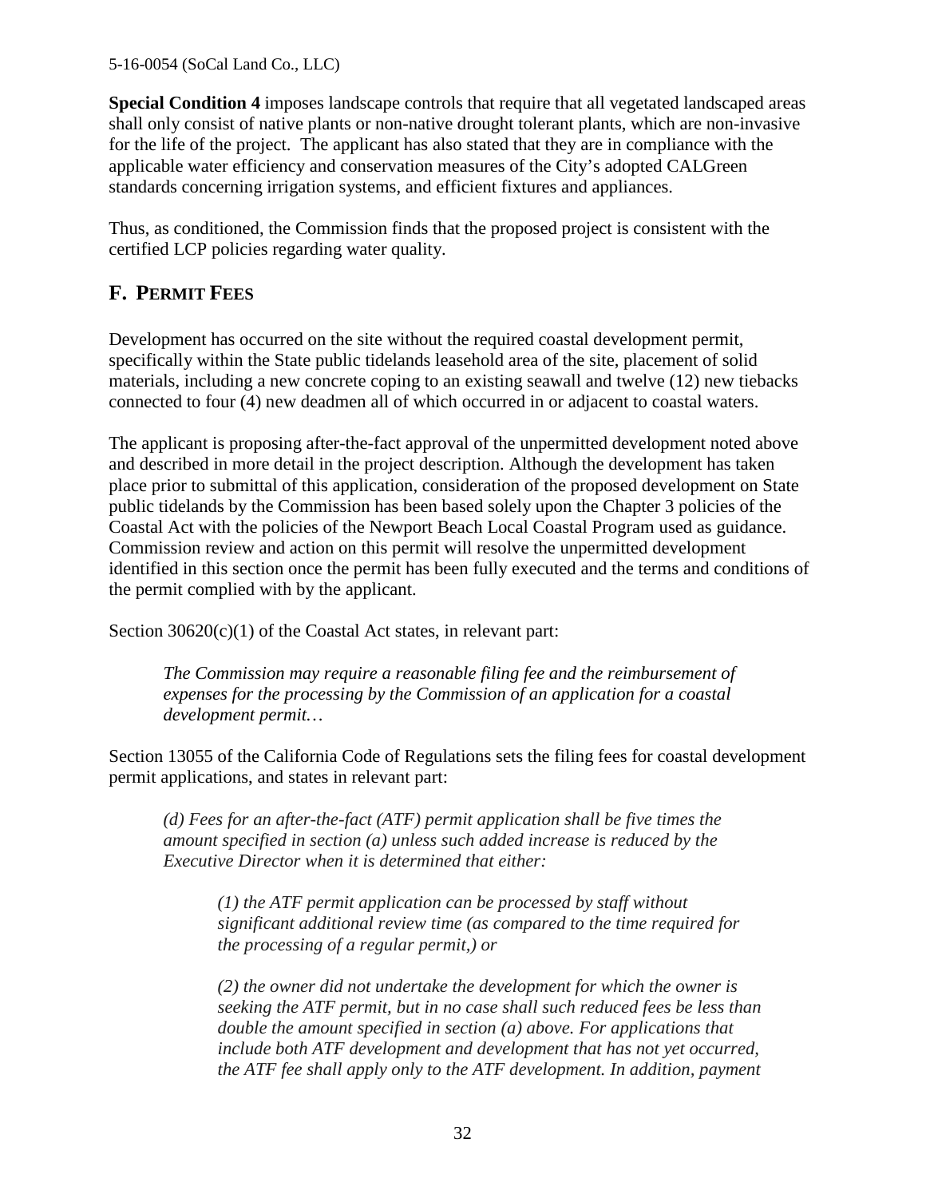**Special Condition 4** imposes landscape controls that require that all vegetated landscaped areas shall only consist of native plants or non-native drought tolerant plants, which are non-invasive for the life of the project. The applicant has also stated that they are in compliance with the applicable water efficiency and conservation measures of the City's adopted CALGreen standards concerning irrigation systems, and efficient fixtures and appliances.

Thus, as conditioned, the Commission finds that the proposed project is consistent with the certified LCP policies regarding water quality.

## F. PERMIT FEES

Development has occurred on the site without the required coastal development permit, specifically within the State public tidelands leasehold area of the site, placement of solid materials, including a new concrete coping to an existing seawall and twelve (12) new tiebacks connected to four (4) new deadmen all of which occurred in or adjacent to coastal waters.

The applicant is proposing after-the-fact approval of the unpermitted development noted above and described in more detail in the project description. Although the development has taken place prior to submittal of this application, consideration of the proposed development on State public tidelands by the Commission has been based solely upon the Chapter 3 policies of the Coastal Act with the policies of the Newport Beach Local Coastal Program used as guidance. Commission review and action on this permit will resolve the unpermitted development identified in this section once the permit has been fully executed and the terms and conditions of the permit complied with by the applicant.

Section 30620(c)(1) of the Coastal Act states, in relevant part:

> *The Commission may require a reasonable filing fee and the reimbursement of expenses for the processing by the Commission of an application for a coastal development permit…*

Section 13055 of the California Code of Regulations sets the filing fees for coastal development permit applications, and states in relevant part:

> *(d) Fees for an after-the-fact (ATF) permit application shall be five times the amount specified in section (a) unless such added increase is reduced by the Executive Director when it is determined that either:*
>
> > *(1) the ATF permit application can be processed by staff without significant additional review time (as compared to the time required for the processing of a regular permit,) or*
> >
> > *(2) the owner did not undertake the development for which the owner is seeking the ATF permit, but in no case shall such reduced fees be less than double the amount specified in section (a) above. For applications that include both ATF development and development that has not yet occurred, the ATF fee shall apply only to the ATF development. In addition, payment*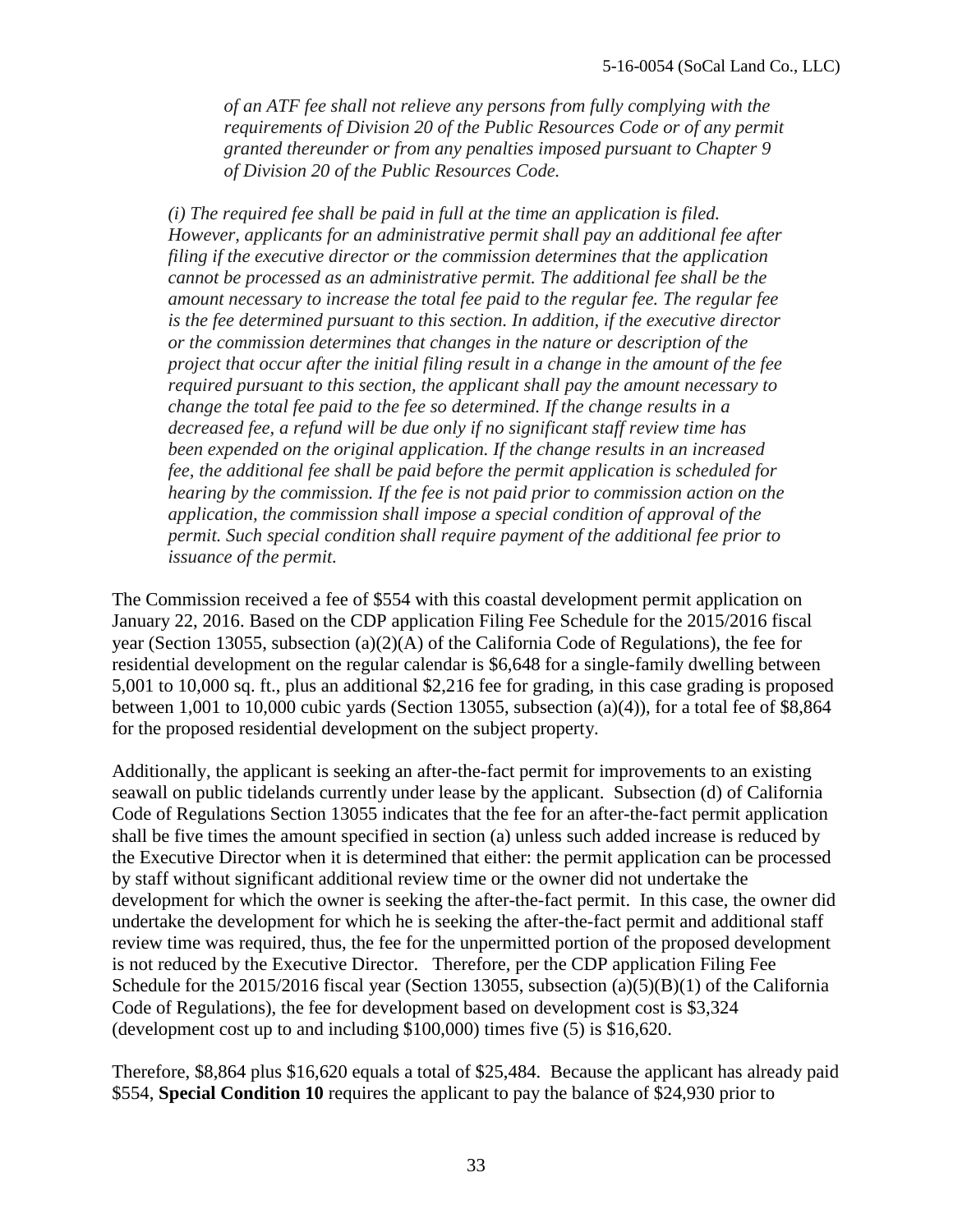*of an ATF fee shall not relieve any persons from fully complying with the requirements of Division 20 of the Public Resources Code or of any permit granted thereunder or from any penalties imposed pursuant to Chapter 9 of Division 20 of the Public Resources Code.*

*(i) The required fee shall be paid in full at the time an application is filed. However, applicants for an administrative permit shall pay an additional fee after filing if the executive director or the commission determines that the application cannot be processed as an administrative permit. The additional fee shall be the amount necessary to increase the total fee paid to the regular fee. The regular fee is the fee determined pursuant to this section. In addition, if the executive director or the commission determines that changes in the nature or description of the project that occur after the initial filing result in a change in the amount of the fee required pursuant to this section, the applicant shall pay the amount necessary to change the total fee paid to the fee so determined. If the change results in a decreased fee, a refund will be due only if no significant staff review time has been expended on the original application. If the change results in an increased fee, the additional fee shall be paid before the permit application is scheduled for hearing by the commission. If the fee is not paid prior to commission action on the application, the commission shall impose a special condition of approval of the permit. Such special condition shall require payment of the additional fee prior to issuance of the permit.*

The Commission received a fee of $554 with this coastal development permit application on January 22, 2016. Based on the CDP application Filing Fee Schedule for the 2015/2016 fiscal year (Section 13055, subsection (a)(2)(A) of the California Code of Regulations), the fee for residential development on the regular calendar is $6,648 for a single-family dwelling between 5,001 to 10,000 sq. ft., plus an additional $2,216 fee for grading, in this case grading is proposed between 1,001 to 10,000 cubic yards (Section 13055, subsection (a)(4)), for a total fee of $8,864 for the proposed residential development on the subject property.

Additionally, the applicant is seeking an after-the-fact permit for improvements to an existing seawall on public tidelands currently under lease by the applicant. Subsection (d) of California Code of Regulations Section 13055 indicates that the fee for an after-the-fact permit application shall be five times the amount specified in section (a) unless such added increase is reduced by the Executive Director when it is determined that either: the permit application can be processed by staff without significant additional review time or the owner did not undertake the development for which the owner is seeking the after-the-fact permit. In this case, the owner did undertake the development for which he is seeking the after-the-fact permit and additional staff review time was required, thus, the fee for the unpermitted portion of the proposed development is not reduced by the Executive Director. Therefore, per the CDP application Filing Fee Schedule for the 2015/2016 fiscal year (Section 13055, subsection (a)(5)(B)(1) of the California Code of Regulations), the fee for development based on development cost is $3,324 (development cost up to and including $100,000) times five (5) is $16,620.

Therefore, $8,864 plus $16,620 equals a total of $25,484. Because the applicant has already paid $554, **Special Condition 10** requires the applicant to pay the balance of $24,930 prior to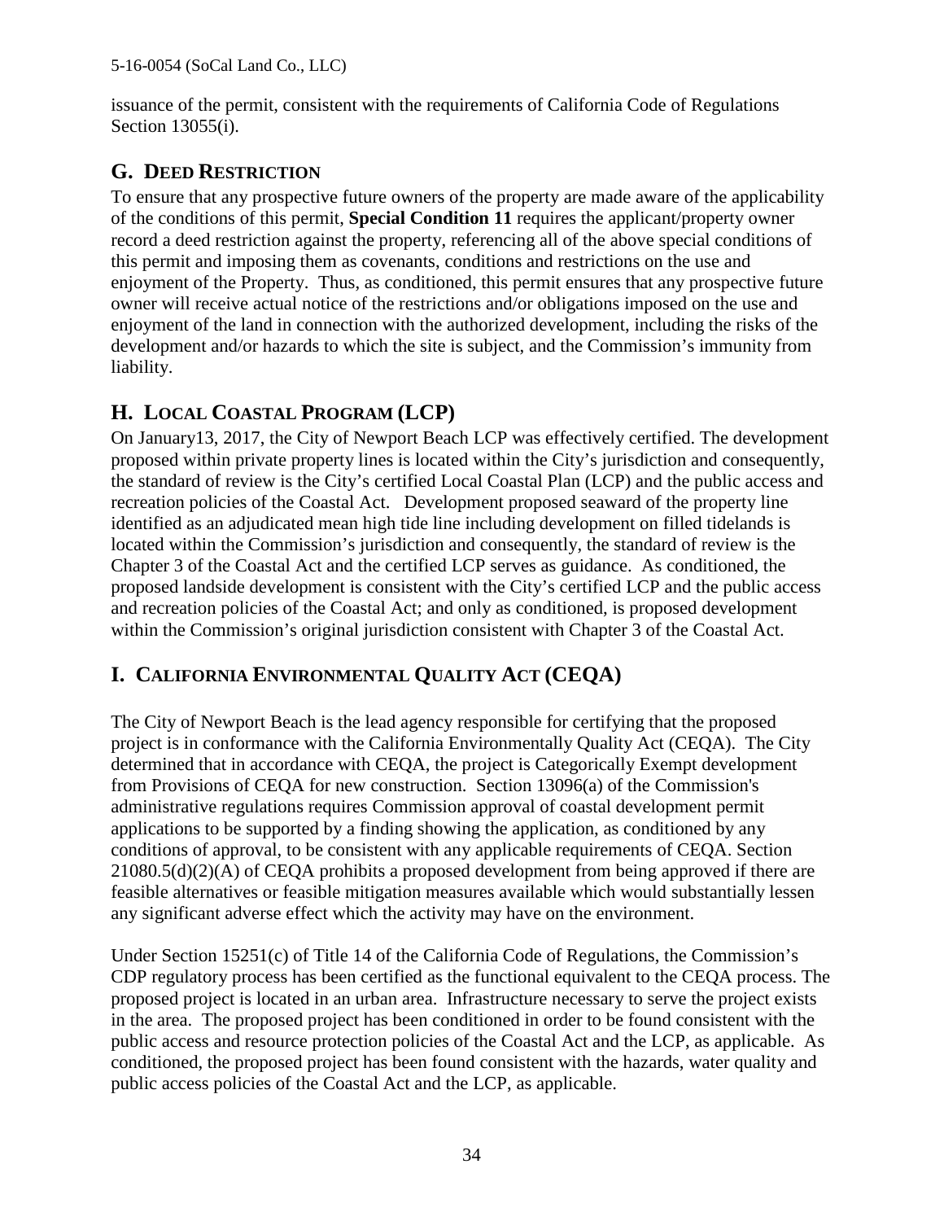issuance of the permit, consistent with the requirements of California Code of Regulations Section 13055(i).

## G. Deed Restriction

To ensure that any prospective future owners of the property are made aware of the applicability of the conditions of this permit, **Special Condition 11** requires the applicant/property owner record a deed restriction against the property, referencing all of the above special conditions of this permit and imposing them as covenants, conditions and restrictions on the use and enjoyment of the Property. Thus, as conditioned, this permit ensures that any prospective future owner will receive actual notice of the restrictions and/or obligations imposed on the use and enjoyment of the land in connection with the authorized development, including the risks of the development and/or hazards to which the site is subject, and the Commission's immunity from liability.

## H. Local Coastal Program (LCP)

On January13, 2017, the City of Newport Beach LCP was effectively certified. The development proposed within private property lines is located within the City's jurisdiction and consequently, the standard of review is the City's certified Local Coastal Plan (LCP) and the public access and recreation policies of the Coastal Act. Development proposed seaward of the property line identified as an adjudicated mean high tide line including development on filled tidelands is located within the Commission's jurisdiction and consequently, the standard of review is the Chapter 3 of the Coastal Act and the certified LCP serves as guidance. As conditioned, the proposed landside development is consistent with the City's certified LCP and the public access and recreation policies of the Coastal Act; and only as conditioned, is proposed development within the Commission's original jurisdiction consistent with Chapter 3 of the Coastal Act.

## I. California Environmental Quality Act (CEQA)

The City of Newport Beach is the lead agency responsible for certifying that the proposed project is in conformance with the California Environmentally Quality Act (CEQA). The City determined that in accordance with CEQA, the project is Categorically Exempt development from Provisions of CEQA for new construction. Section 13096(a) of the Commission's administrative regulations requires Commission approval of coastal development permit applications to be supported by a finding showing the application, as conditioned by any conditions of approval, to be consistent with any applicable requirements of CEQA. Section 21080.5(d)(2)(A) of CEQA prohibits a proposed development from being approved if there are feasible alternatives or feasible mitigation measures available which would substantially lessen any significant adverse effect which the activity may have on the environment.

Under Section 15251(c) of Title 14 of the California Code of Regulations, the Commission's CDP regulatory process has been certified as the functional equivalent to the CEQA process. The proposed project is located in an urban area. Infrastructure necessary to serve the project exists in the area. The proposed project has been conditioned in order to be found consistent with the public access and resource protection policies of the Coastal Act and the LCP, as applicable. As conditioned, the proposed project has been found consistent with the hazards, water quality and public access policies of the Coastal Act and the LCP, as applicable.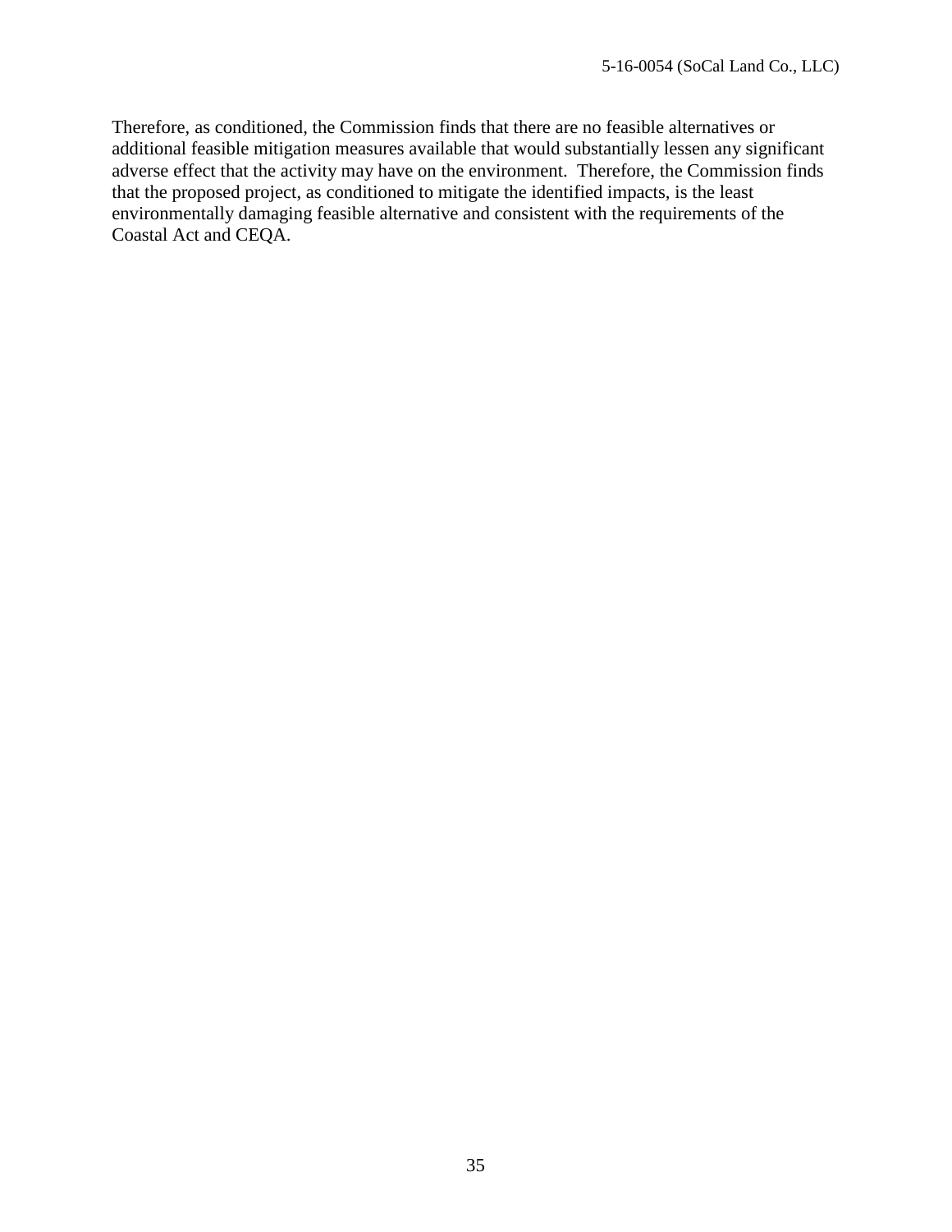Therefore, as conditioned, the Commission finds that there are no feasible alternatives or additional feasible mitigation measures available that would substantially lessen any significant adverse effect that the activity may have on the environment. Therefore, the Commission finds that the proposed project, as conditioned to mitigate the identified impacts, is the least environmentally damaging feasible alternative and consistent with the requirements of the Coastal Act and CEQA.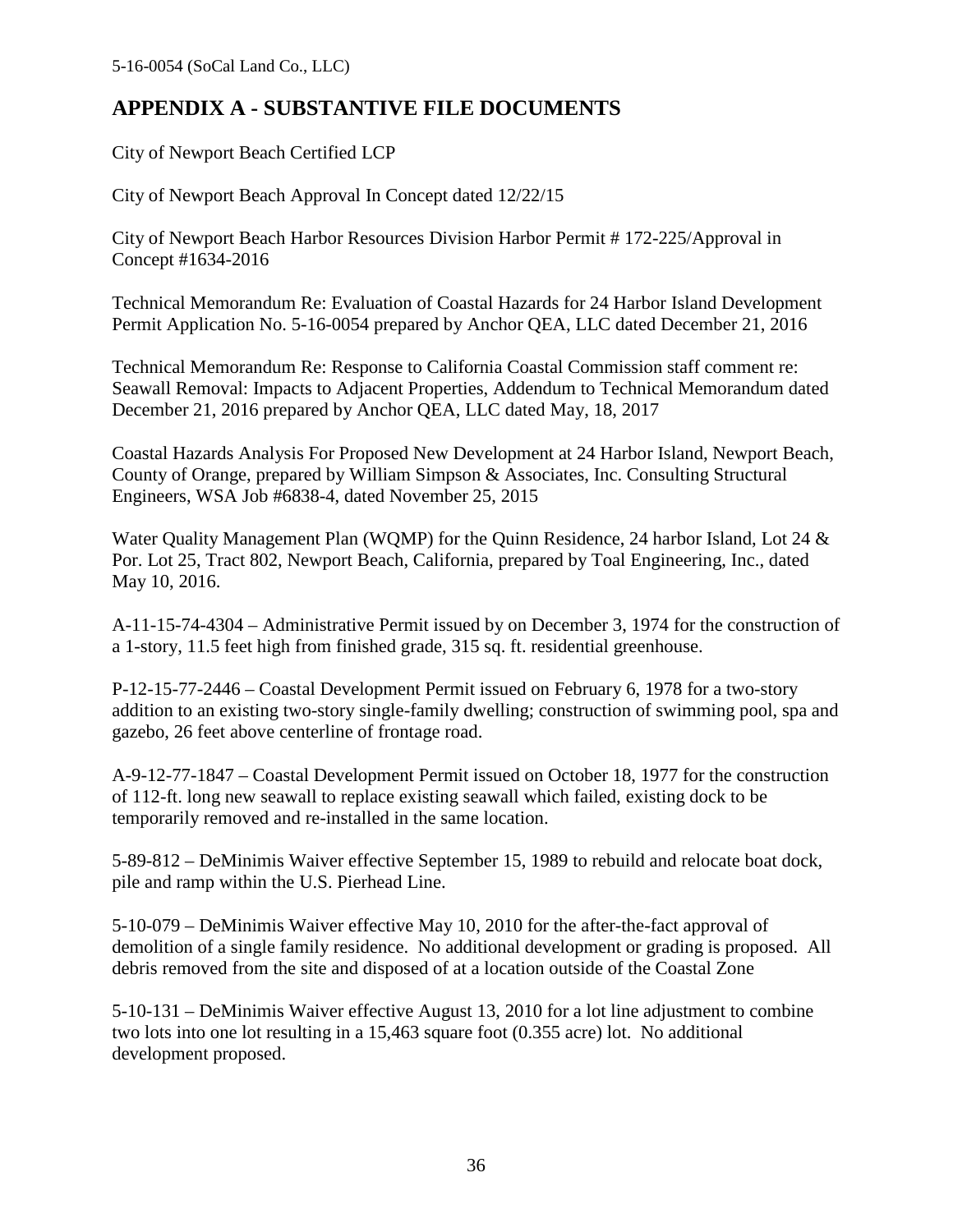## APPENDIX A - SUBSTANTIVE FILE DOCUMENTS

City of Newport Beach Certified LCP

City of Newport Beach Approval In Concept dated 12/22/15

City of Newport Beach Harbor Resources Division Harbor Permit # 172-225/Approval in Concept #1634-2016

Technical Memorandum Re: Evaluation of Coastal Hazards for 24 Harbor Island Development Permit Application No. 5-16-0054 prepared by Anchor QEA, LLC dated December 21, 2016

Technical Memorandum Re: Response to California Coastal Commission staff comment re: Seawall Removal: Impacts to Adjacent Properties, Addendum to Technical Memorandum dated December 21, 2016 prepared by Anchor QEA, LLC dated May, 18, 2017

Coastal Hazards Analysis For Proposed New Development at 24 Harbor Island, Newport Beach, County of Orange, prepared by William Simpson & Associates, Inc. Consulting Structural Engineers, WSA Job #6838-4, dated November 25, 2015

Water Quality Management Plan (WQMP) for the Quinn Residence, 24 harbor Island, Lot 24 & Por. Lot 25, Tract 802, Newport Beach, California, prepared by Toal Engineering, Inc., dated May 10, 2016.

A-11-15-74-4304 – Administrative Permit issued by on December 3, 1974 for the construction of a 1-story, 11.5 feet high from finished grade, 315 sq. ft. residential greenhouse.

P-12-15-77-2446 – Coastal Development Permit issued on February 6, 1978 for a two-story addition to an existing two-story single-family dwelling; construction of swimming pool, spa and gazebo, 26 feet above centerline of frontage road.

A-9-12-77-1847 – Coastal Development Permit issued on October 18, 1977 for the construction of 112-ft. long new seawall to replace existing seawall which failed, existing dock to be temporarily removed and re-installed in the same location.

5-89-812 – DeMinimis Waiver effective September 15, 1989 to rebuild and relocate boat dock, pile and ramp within the U.S. Pierhead Line.

5-10-079 – DeMinimis Waiver effective May 10, 2010 for the after-the-fact approval of demolition of a single family residence. No additional development or grading is proposed. All debris removed from the site and disposed of at a location outside of the Coastal Zone

5-10-131 – DeMinimis Waiver effective August 13, 2010 for a lot line adjustment to combine two lots into one lot resulting in a 15,463 square foot (0.355 acre) lot. No additional development proposed.